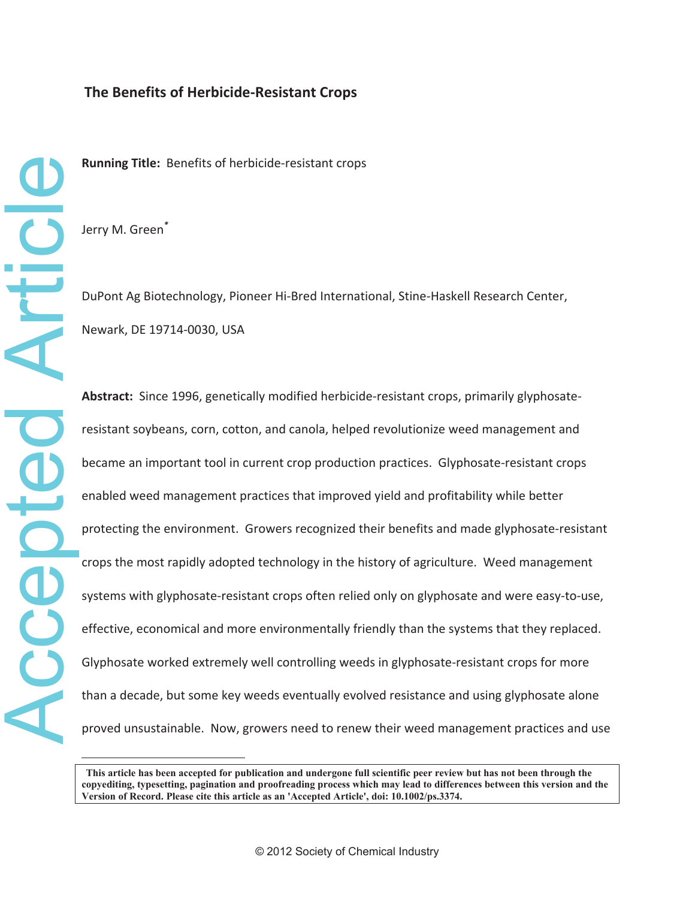# The Benefits of Herbicide-Resistant Crops

**Running Title:** Benefits of herbicide-resistant crops

Jerry M. Green[*]

DuPont Ag Biotechnology, Pioneer Hi-Bred International, Stine-Haskell Research Center, Newark, DE 19714-0030, USA

**Abstract:** Since 1996, genetically modified herbicide-resistant crops, primarily glyphosate-resistant soybeans, corn, cotton, and canola, helped revolutionize weed management and became an important tool in current crop production practices. Glyphosate-resistant crops enabled weed management practices that improved yield and profitability while better protecting the environment. Growers recognized their benefits and made glyphosate-resistant crops the most rapidly adopted technology in the history of agriculture. Weed management systems with glyphosate-resistant crops often relied only on glyphosate and were easy-to-use, effective, economical and more environmentally friendly than the systems that they replaced. Glyphosate worked extremely well controlling weeds in glyphosate-resistant crops for more than a decade, but some key weeds eventually evolved resistance and using glyphosate alone proved unsustainable. Now, growers need to renew their weed management practices and use

This article has been accepted for publication and undergone full scientific peer review but has not been through the copyediting, typesetting, pagination and proofreading process which may lead to differences between this version and the Version of Record. Please cite this article as an 'Accepted Article', doi: 10.1002/ps.3374.

© 2012 Society of Chemical Industry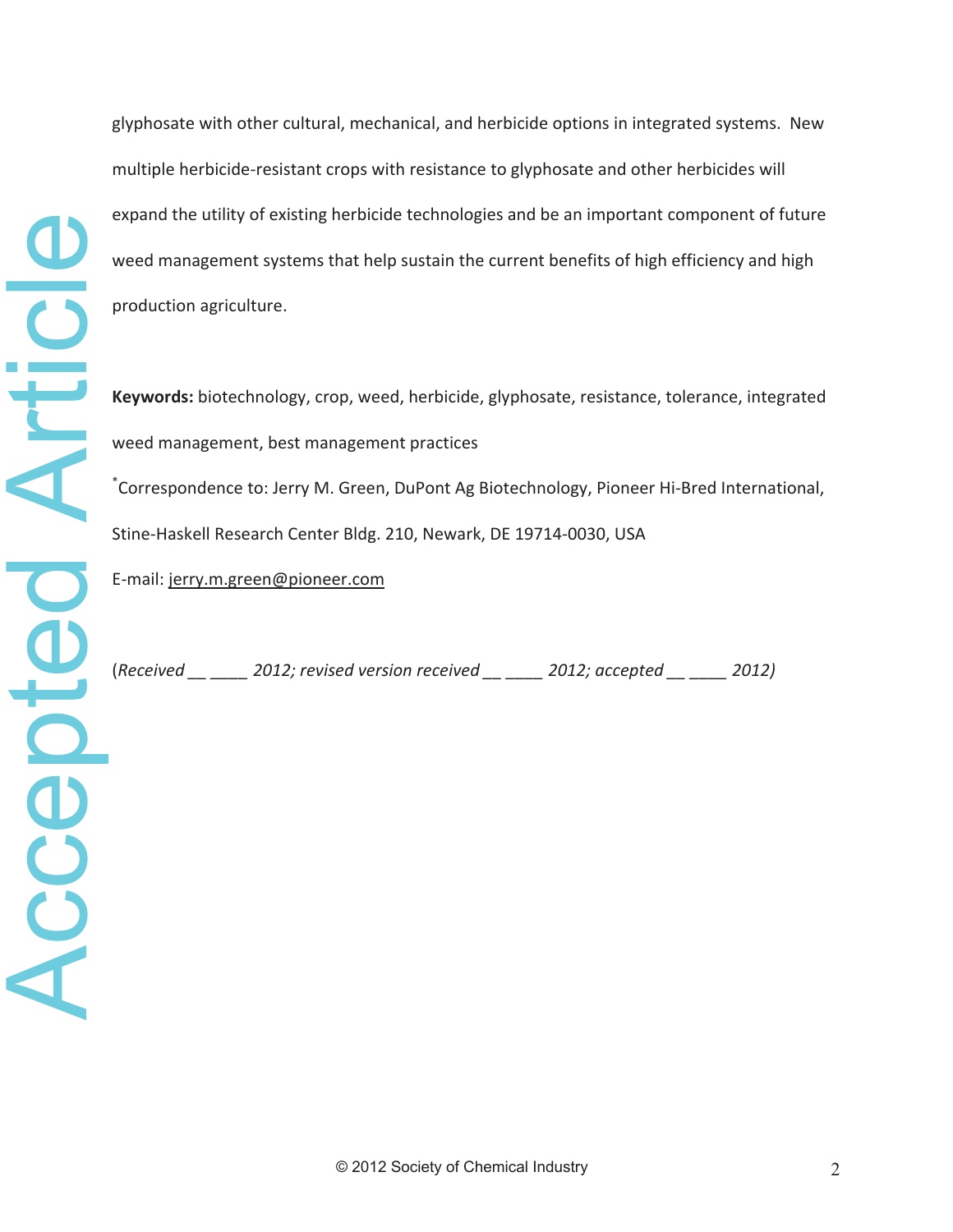glyphosate with other cultural, mechanical, and herbicide options in integrated systems. New multiple herbicide-resistant crops with resistance to glyphosate and other herbicides will expand the utility of existing herbicide technologies and be an important component of future weed management systems that help sustain the current benefits of high efficiency and high production agriculture.

**Keywords:** biotechnology, crop, weed, herbicide, glyphosate, resistance, tolerance, integrated weed management, best management practices

*Correspondence to: Jerry M. Green, DuPont Ag Biotechnology, Pioneer Hi-Bred International, Stine-Haskell Research Center Bldg. 210, Newark, DE 19714-0030, USA

E-mail: jerry.m.green@pioneer.com

(*Received __ ____ 2012; revised version received __ ____ 2012; accepted __ ____ 2012)*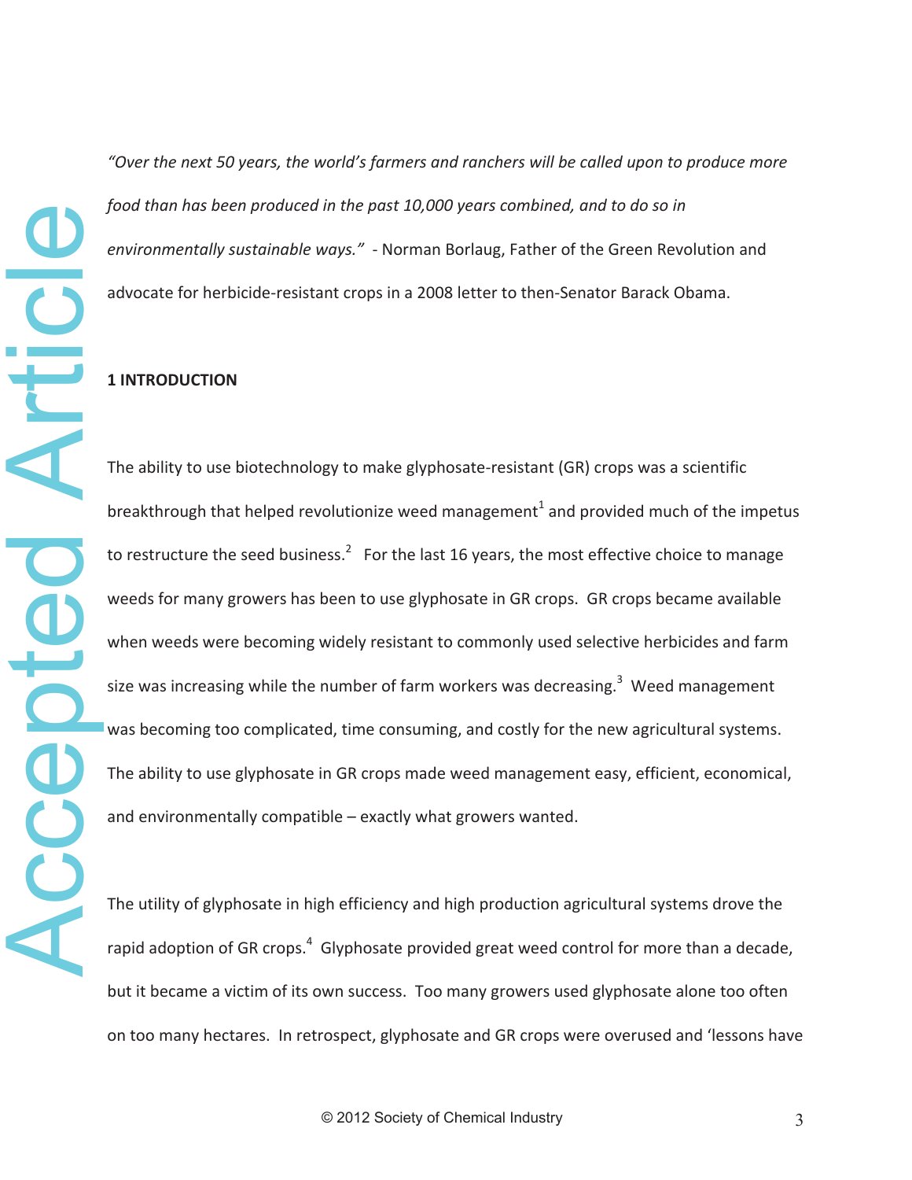*"Over the next 50 years, the world's farmers and ranchers will be called upon to produce more food than has been produced in the past 10,000 years combined, and to do so in environmentally sustainable ways."* - Norman Borlaug, Father of the Green Revolution and advocate for herbicide-resistant crops in a 2008 letter to then-Senator Barack Obama.

## 1 INTRODUCTION

The ability to use biotechnology to make glyphosate-resistant (GR) crops was a scientific breakthrough that helped revolutionize weed management[1] and provided much of the impetus to restructure the seed business.[2] For the last 16 years, the most effective choice to manage weeds for many growers has been to use glyphosate in GR crops. GR crops became available when weeds were becoming widely resistant to commonly used selective herbicides and farm size was increasing while the number of farm workers was decreasing.[3] Weed management was becoming too complicated, time consuming, and costly for the new agricultural systems. The ability to use glyphosate in GR crops made weed management easy, efficient, economical, and environmentally compatible – exactly what growers wanted.

The utility of glyphosate in high efficiency and high production agricultural systems drove the rapid adoption of GR crops.[4] Glyphosate provided great weed control for more than a decade, but it became a victim of its own success. Too many growers used glyphosate alone too often on too many hectares. In retrospect, glyphosate and GR crops were overused and 'lessons have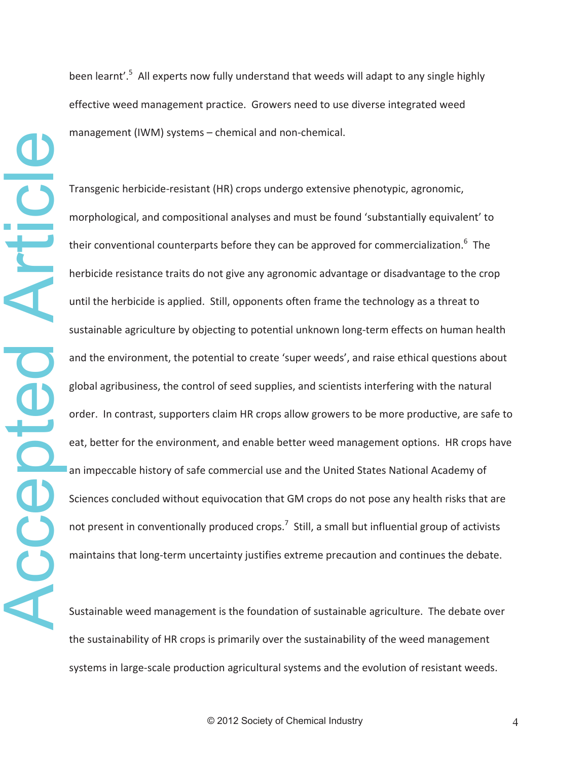been learnt'.[5] All experts now fully understand that weeds will adapt to any single highly effective weed management practice. Growers need to use diverse integrated weed management (IWM) systems – chemical and non-chemical.

Transgenic herbicide-resistant (HR) crops undergo extensive phenotypic, agronomic, morphological, and compositional analyses and must be found 'substantially equivalent' to their conventional counterparts before they can be approved for commercialization.[6] The herbicide resistance traits do not give any agronomic advantage or disadvantage to the crop until the herbicide is applied. Still, opponents often frame the technology as a threat to sustainable agriculture by objecting to potential unknown long-term effects on human health and the environment, the potential to create 'super weeds', and raise ethical questions about global agribusiness, the control of seed supplies, and scientists interfering with the natural order. In contrast, supporters claim HR crops allow growers to be more productive, are safe to eat, better for the environment, and enable better weed management options. HR crops have an impeccable history of safe commercial use and the United States National Academy of Sciences concluded without equivocation that GM crops do not pose any health risks that are not present in conventionally produced crops.[7] Still, a small but influential group of activists maintains that long-term uncertainty justifies extreme precaution and continues the debate.

Sustainable weed management is the foundation of sustainable agriculture. The debate over the sustainability of HR crops is primarily over the sustainability of the weed management systems in large-scale production agricultural systems and the evolution of resistant weeds.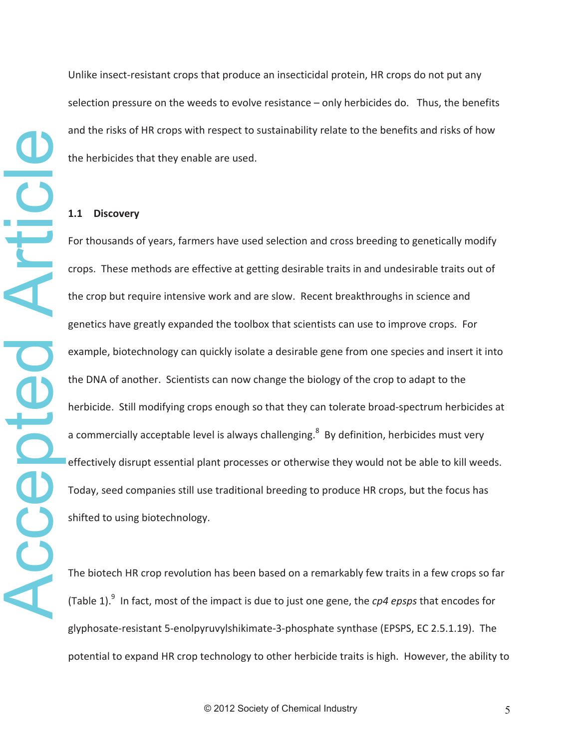Unlike insect-resistant crops that produce an insecticidal protein, HR crops do not put any selection pressure on the weeds to evolve resistance – only herbicides do. Thus, the benefits and the risks of HR crops with respect to sustainability relate to the benefits and risks of how the herbicides that they enable are used.

### 1.1 Discovery

For thousands of years, farmers have used selection and cross breeding to genetically modify crops. These methods are effective at getting desirable traits in and undesirable traits out of the crop but require intensive work and are slow. Recent breakthroughs in science and genetics have greatly expanded the toolbox that scientists can use to improve crops. For example, biotechnology can quickly isolate a desirable gene from one species and insert it into the DNA of another. Scientists can now change the biology of the crop to adapt to the herbicide. Still modifying crops enough so that they can tolerate broad-spectrum herbicides at a commercially acceptable level is always challenging.[8] By definition, herbicides must very effectively disrupt essential plant processes or otherwise they would not be able to kill weeds. Today, seed companies still use traditional breeding to produce HR crops, but the focus has shifted to using biotechnology.

The biotech HR crop revolution has been based on a remarkably few traits in a few crops so far (Table 1).[9] In fact, most of the impact is due to just one gene, the *cp4 epsps* that encodes for glyphosate-resistant 5-enolpyruvylshikimate-3-phosphate synthase (EPSPS, EC 2.5.1.19). The potential to expand HR crop technology to other herbicide traits is high. However, the ability to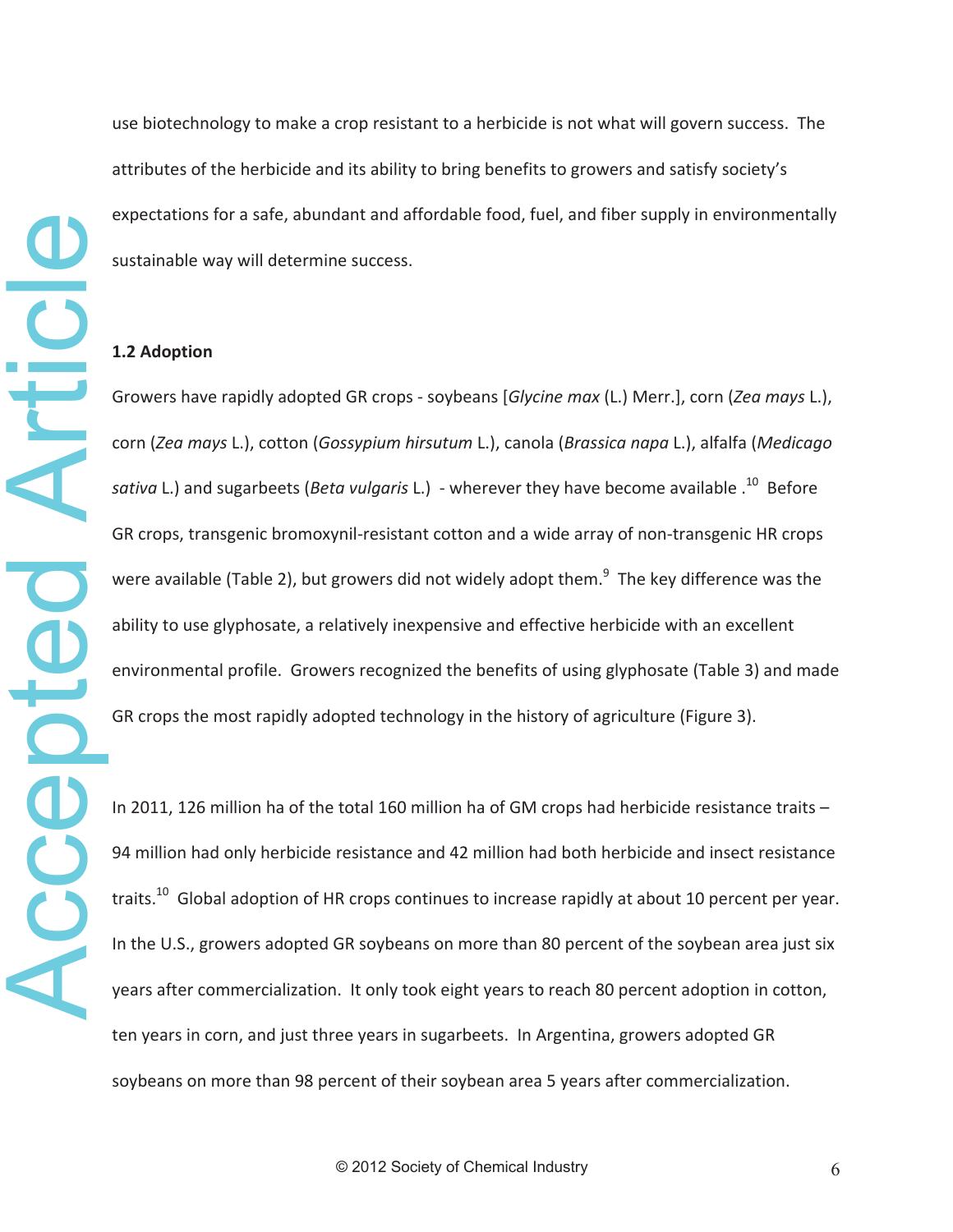use biotechnology to make a crop resistant to a herbicide is not what will govern success. The attributes of the herbicide and its ability to bring benefits to growers and satisfy society's expectations for a safe, abundant and affordable food, fuel, and fiber supply in environmentally sustainable way will determine success.

**1.2 Adoption**

Growers have rapidly adopted GR crops - soybeans [*Glycine max* (L.) Merr.], corn (*Zea mays* L.), corn (*Zea mays* L.), cotton (*Gossypium hirsutum* L.), canola (*Brassica napa* L.), alfalfa (*Medicago sativa* L.) and sugarbeets (*Beta vulgaris* L.) - wherever they have become available .[10] Before GR crops, transgenic bromoxynil-resistant cotton and a wide array of non-transgenic HR crops were available (Table 2), but growers did not widely adopt them.[9] The key difference was the ability to use glyphosate, a relatively inexpensive and effective herbicide with an excellent environmental profile. Growers recognized the benefits of using glyphosate (Table 3) and made GR crops the most rapidly adopted technology in the history of agriculture (Figure 3).

In 2011, 126 million ha of the total 160 million ha of GM crops had herbicide resistance traits – 94 million had only herbicide resistance and 42 million had both herbicide and insect resistance traits.[10] Global adoption of HR crops continues to increase rapidly at about 10 percent per year. In the U.S., growers adopted GR soybeans on more than 80 percent of the soybean area just six years after commercialization. It only took eight years to reach 80 percent adoption in cotton, ten years in corn, and just three years in sugarbeets. In Argentina, growers adopted GR soybeans on more than 98 percent of their soybean area 5 years after commercialization.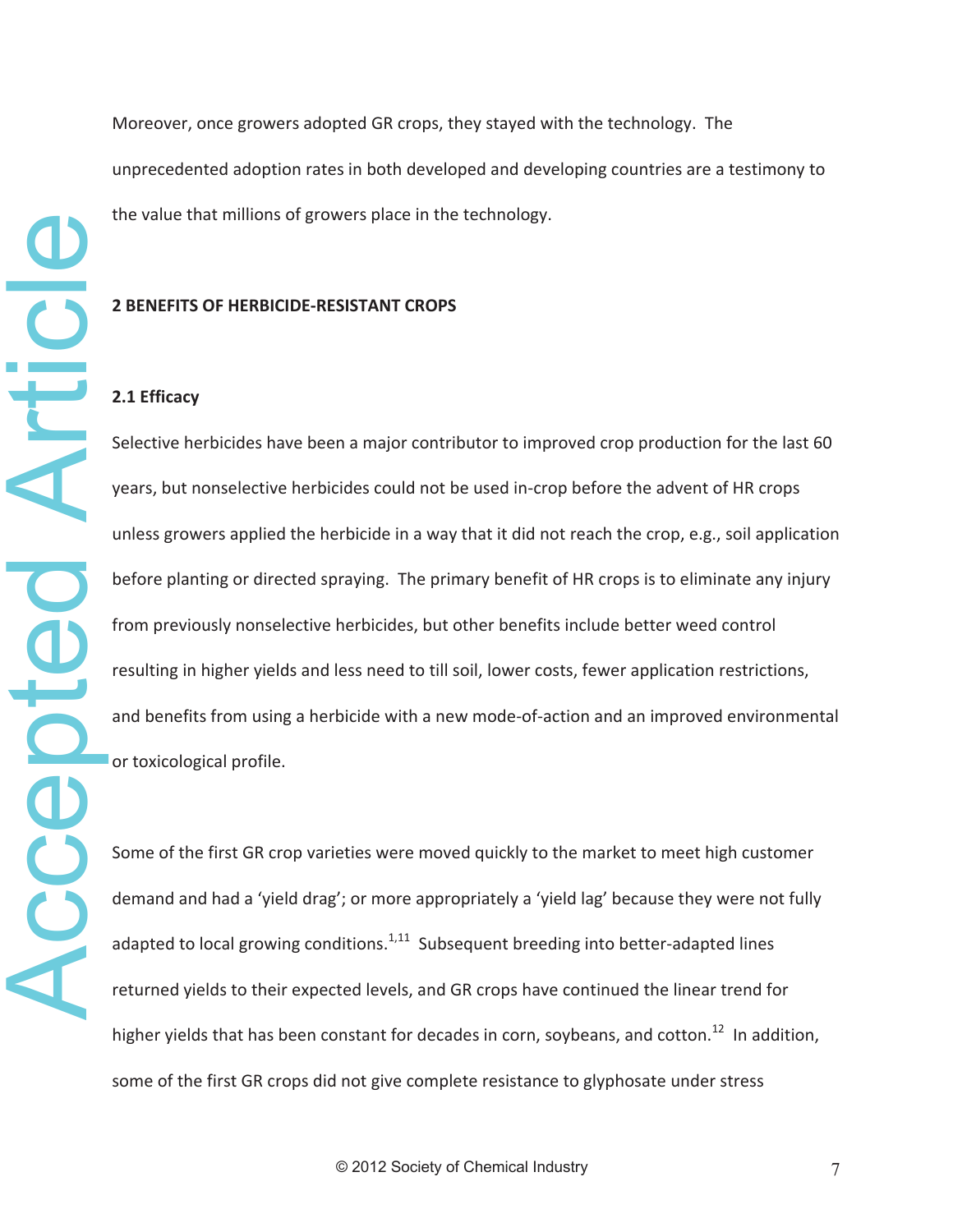Moreover, once growers adopted GR crops, they stayed with the technology. The unprecedented adoption rates in both developed and developing countries are a testimony to the value that millions of growers place in the technology.

## 2 BENEFITS OF HERBICIDE-RESISTANT CROPS

### 2.1 Efficacy

Selective herbicides have been a major contributor to improved crop production for the last 60 years, but nonselective herbicides could not be used in-crop before the advent of HR crops unless growers applied the herbicide in a way that it did not reach the crop, e.g., soil application before planting or directed spraying. The primary benefit of HR crops is to eliminate any injury from previously nonselective herbicides, but other benefits include better weed control resulting in higher yields and less need to till soil, lower costs, fewer application restrictions, and benefits from using a herbicide with a new mode-of-action and an improved environmental or toxicological profile.

Some of the first GR crop varieties were moved quickly to the market to meet high customer demand and had a 'yield drag'; or more appropriately a 'yield lag' because they were not fully adapted to local growing conditions.[1,11] Subsequent breeding into better-adapted lines returned yields to their expected levels, and GR crops have continued the linear trend for higher yields that has been constant for decades in corn, soybeans, and cotton.[12] In addition, some of the first GR crops did not give complete resistance to glyphosate under stress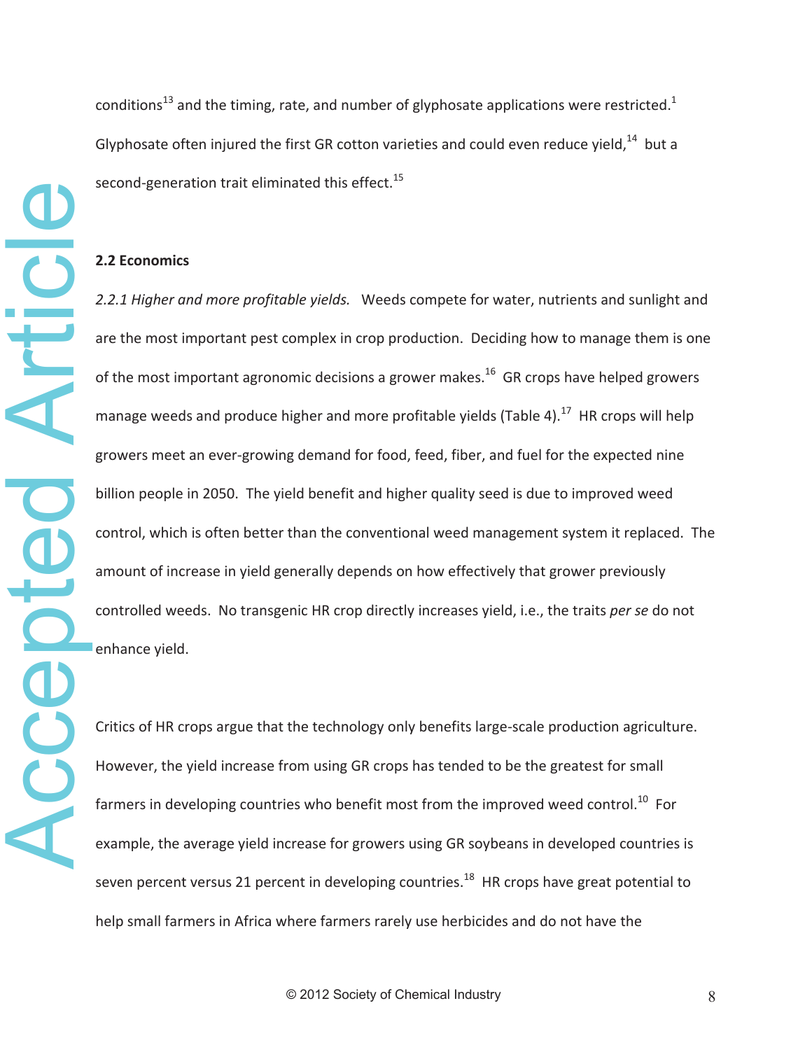conditions[13] and the timing, rate, and number of glyphosate applications were restricted.[1] Glyphosate often injured the first GR cotton varieties and could even reduce yield,[14] but a second-generation trait eliminated this effect.[15]

### 2.2 Economics

*2.2.1 Higher and more profitable yields.* Weeds compete for water, nutrients and sunlight and are the most important pest complex in crop production. Deciding how to manage them is one of the most important agronomic decisions a grower makes.[16] GR crops have helped growers manage weeds and produce higher and more profitable yields (Table 4).[17] HR crops will help growers meet an ever-growing demand for food, feed, fiber, and fuel for the expected nine billion people in 2050. The yield benefit and higher quality seed is due to improved weed control, which is often better than the conventional weed management system it replaced. The amount of increase in yield generally depends on how effectively that grower previously controlled weeds. No transgenic HR crop directly increases yield, i.e., the traits *per se* do not enhance yield.

Critics of HR crops argue that the technology only benefits large-scale production agriculture. However, the yield increase from using GR crops has tended to be the greatest for small farmers in developing countries who benefit most from the improved weed control.[10] For example, the average yield increase for growers using GR soybeans in developed countries is seven percent versus 21 percent in developing countries.[18] HR crops have great potential to help small farmers in Africa where farmers rarely use herbicides and do not have the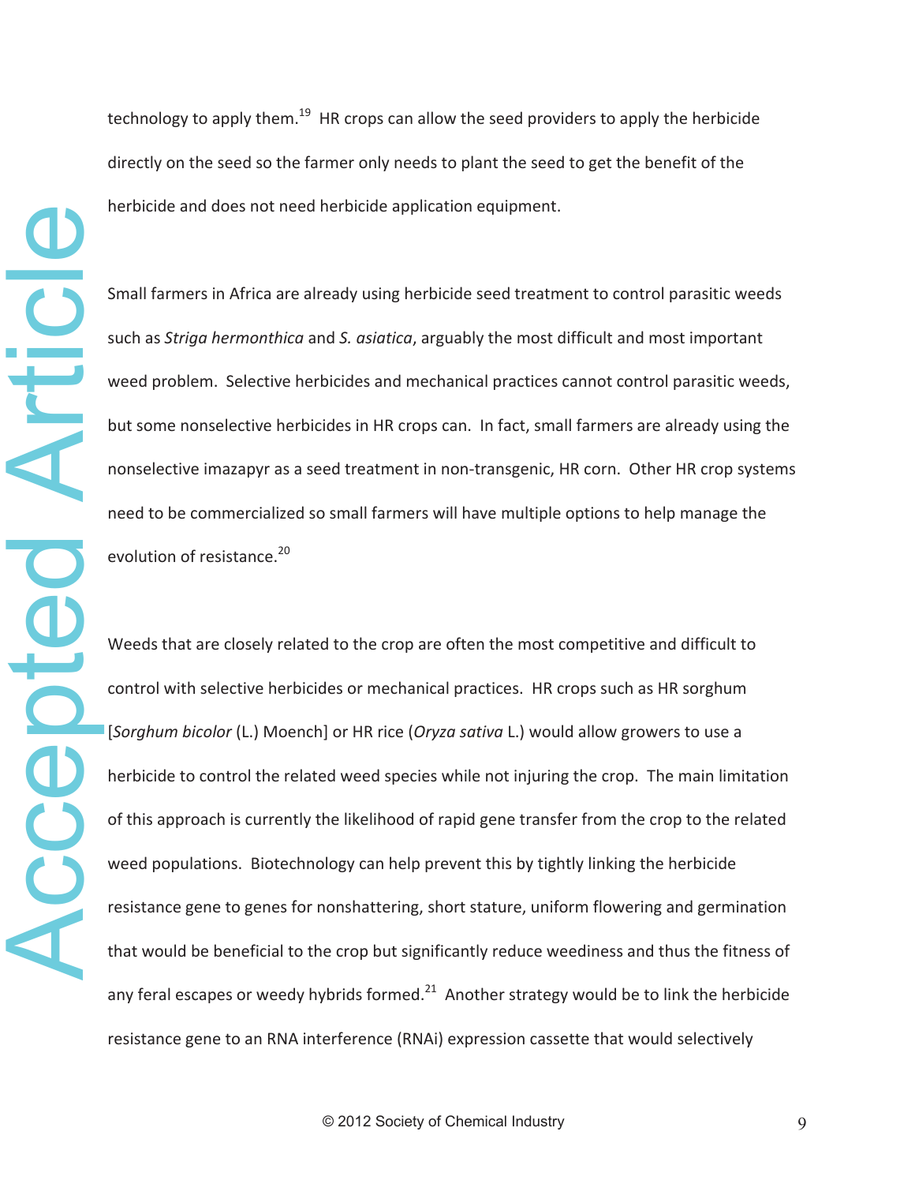technology to apply them.[19] HR crops can allow the seed providers to apply the herbicide directly on the seed so the farmer only needs to plant the seed to get the benefit of the herbicide and does not need herbicide application equipment.

Small farmers in Africa are already using herbicide seed treatment to control parasitic weeds such as *Striga hermonthica* and *S. asiatica*, arguably the most difficult and most important weed problem. Selective herbicides and mechanical practices cannot control parasitic weeds, but some nonselective herbicides in HR crops can. In fact, small farmers are already using the nonselective imazapyr as a seed treatment in non-transgenic, HR corn. Other HR crop systems need to be commercialized so small farmers will have multiple options to help manage the evolution of resistance.[20]

Weeds that are closely related to the crop are often the most competitive and difficult to control with selective herbicides or mechanical practices. HR crops such as HR sorghum [*Sorghum bicolor* (L.) Moench] or HR rice (*Oryza sativa* L.) would allow growers to use a herbicide to control the related weed species while not injuring the crop. The main limitation of this approach is currently the likelihood of rapid gene transfer from the crop to the related weed populations. Biotechnology can help prevent this by tightly linking the herbicide resistance gene to genes for nonshattering, short stature, uniform flowering and germination that would be beneficial to the crop but significantly reduce weediness and thus the fitness of any feral escapes or weedy hybrids formed.[21] Another strategy would be to link the herbicide resistance gene to an RNA interference (RNAi) expression cassette that would selectively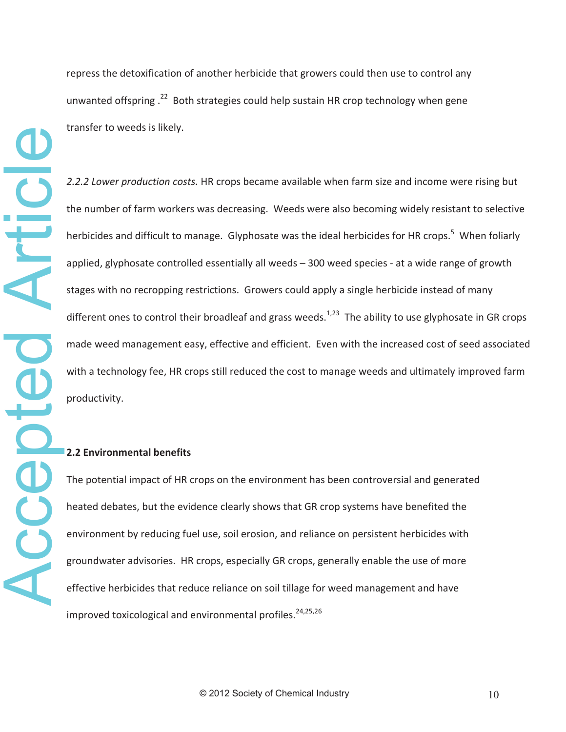repress the detoxification of another herbicide that growers could then use to control any unwanted offspring .[22] Both strategies could help sustain HR crop technology when gene transfer to weeds is likely.

*2.2.2 Lower production costs.* HR crops became available when farm size and income were rising but the number of farm workers was decreasing. Weeds were also becoming widely resistant to selective herbicides and difficult to manage. Glyphosate was the ideal herbicides for HR crops.[5] When foliarly applied, glyphosate controlled essentially all weeds – 300 weed species - at a wide range of growth stages with no recropping restrictions. Growers could apply a single herbicide instead of many different ones to control their broadleaf and grass weeds.[1,23] The ability to use glyphosate in GR crops made weed management easy, effective and efficient. Even with the increased cost of seed associated with a technology fee, HR crops still reduced the cost to manage weeds and ultimately improved farm productivity.

**2.2 Environmental benefits**

The potential impact of HR crops on the environment has been controversial and generated heated debates, but the evidence clearly shows that GR crop systems have benefited the environment by reducing fuel use, soil erosion, and reliance on persistent herbicides with groundwater advisories. HR crops, especially GR crops, generally enable the use of more effective herbicides that reduce reliance on soil tillage for weed management and have improved toxicological and environmental profiles.[24,25,26]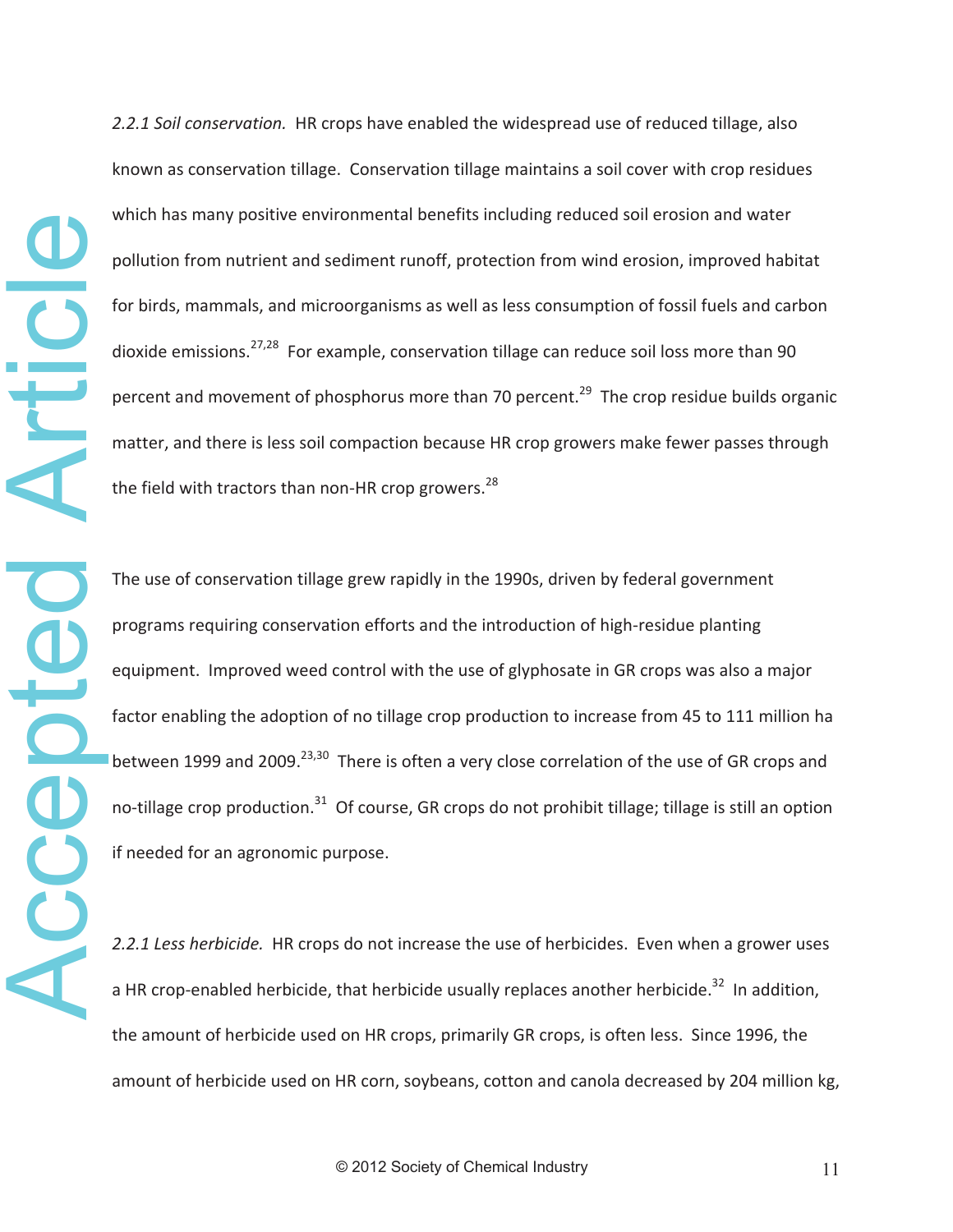*2.2.1 Soil conservation.* HR crops have enabled the widespread use of reduced tillage, also known as conservation tillage. Conservation tillage maintains a soil cover with crop residues which has many positive environmental benefits including reduced soil erosion and water pollution from nutrient and sediment runoff, protection from wind erosion, improved habitat for birds, mammals, and microorganisms as well as less consumption of fossil fuels and carbon dioxide emissions.[27,28] For example, conservation tillage can reduce soil loss more than 90 percent and movement of phosphorus more than 70 percent.[29] The crop residue builds organic matter, and there is less soil compaction because HR crop growers make fewer passes through the field with tractors than non-HR crop growers.[28]

The use of conservation tillage grew rapidly in the 1990s, driven by federal government programs requiring conservation efforts and the introduction of high-residue planting equipment. Improved weed control with the use of glyphosate in GR crops was also a major factor enabling the adoption of no tillage crop production to increase from 45 to 111 million ha between 1999 and 2009.[23,30] There is often a very close correlation of the use of GR crops and no-tillage crop production.[31] Of course, GR crops do not prohibit tillage; tillage is still an option if needed for an agronomic purpose.

*2.2.1 Less herbicide.* HR crops do not increase the use of herbicides. Even when a grower uses a HR crop-enabled herbicide, that herbicide usually replaces another herbicide.[32] In addition, the amount of herbicide used on HR crops, primarily GR crops, is often less. Since 1996, the amount of herbicide used on HR corn, soybeans, cotton and canola decreased by 204 million kg,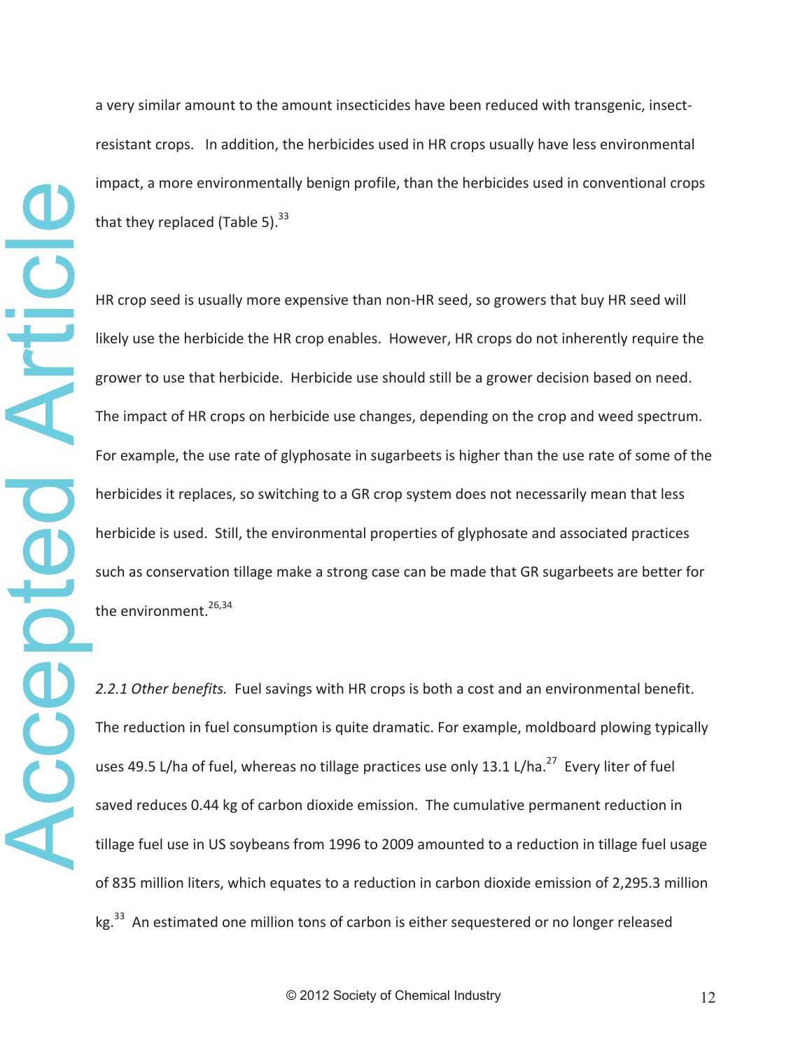a very similar amount to the amount insecticides have been reduced with transgenic, insect-resistant crops. In addition, the herbicides used in HR crops usually have less environmental impact, a more environmentally benign profile, than the herbicides used in conventional crops that they replaced (Table 5).[33]

HR crop seed is usually more expensive than non-HR seed, so growers that buy HR seed will likely use the herbicide the HR crop enables. However, HR crops do not inherently require the grower to use that herbicide. Herbicide use should still be a grower decision based on need. The impact of HR crops on herbicide use changes, depending on the crop and weed spectrum. For example, the use rate of glyphosate in sugarbeets is higher than the use rate of some of the herbicides it replaces, so switching to a GR crop system does not necessarily mean that less herbicide is used. Still, the environmental properties of glyphosate and associated practices such as conservation tillage make a strong case can be made that GR sugarbeets are better for the environment.[26,34]

*2.2.1 Other benefits.* Fuel savings with HR crops is both a cost and an environmental benefit. The reduction in fuel consumption is quite dramatic. For example, moldboard plowing typically uses 49.5 L/ha of fuel, whereas no tillage practices use only 13.1 L/ha.[27] Every liter of fuel saved reduces 0.44 kg of carbon dioxide emission. The cumulative permanent reduction in tillage fuel use in US soybeans from 1996 to 2009 amounted to a reduction in tillage fuel usage of 835 million liters, which equates to a reduction in carbon dioxide emission of 2,295.3 million kg.[33] An estimated one million tons of carbon is either sequestered or no longer released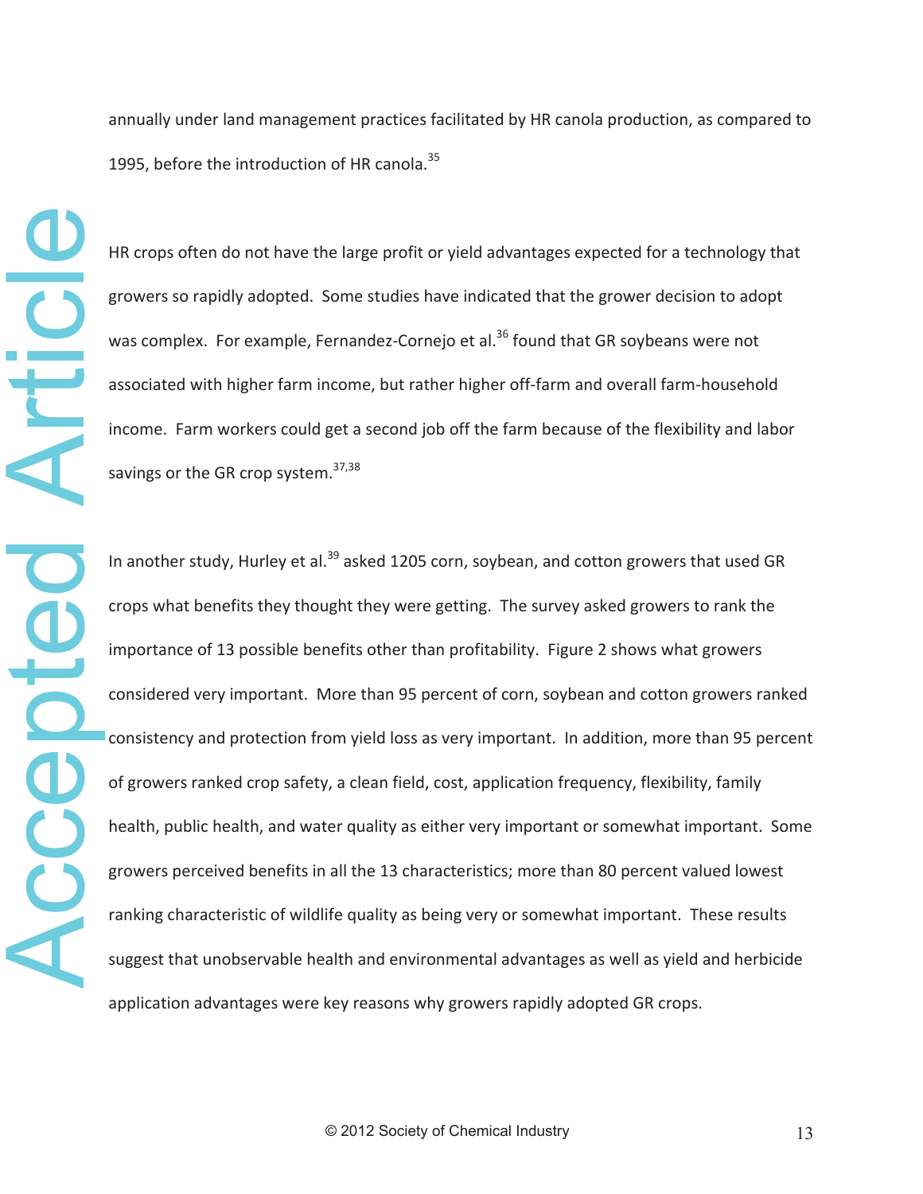annually under land management practices facilitated by HR canola production, as compared to 1995, before the introduction of HR canola.[35]

HR crops often do not have the large profit or yield advantages expected for a technology that growers so rapidly adopted. Some studies have indicated that the grower decision to adopt was complex. For example, Fernandez-Cornejo et al.[36] found that GR soybeans were not associated with higher farm income, but rather higher off-farm and overall farm-household income. Farm workers could get a second job off the farm because of the flexibility and labor savings or the GR crop system.[37,38]

In another study, Hurley et al.[39] asked 1205 corn, soybean, and cotton growers that used GR crops what benefits they thought they were getting. The survey asked growers to rank the importance of 13 possible benefits other than profitability. Figure 2 shows what growers considered very important. More than 95 percent of corn, soybean and cotton growers ranked consistency and protection from yield loss as very important. In addition, more than 95 percent of growers ranked crop safety, a clean field, cost, application frequency, flexibility, family health, public health, and water quality as either very important or somewhat important. Some growers perceived benefits in all the 13 characteristics; more than 80 percent valued lowest ranking characteristic of wildlife quality as being very or somewhat important. These results suggest that unobservable health and environmental advantages as well as yield and herbicide application advantages were key reasons why growers rapidly adopted GR crops.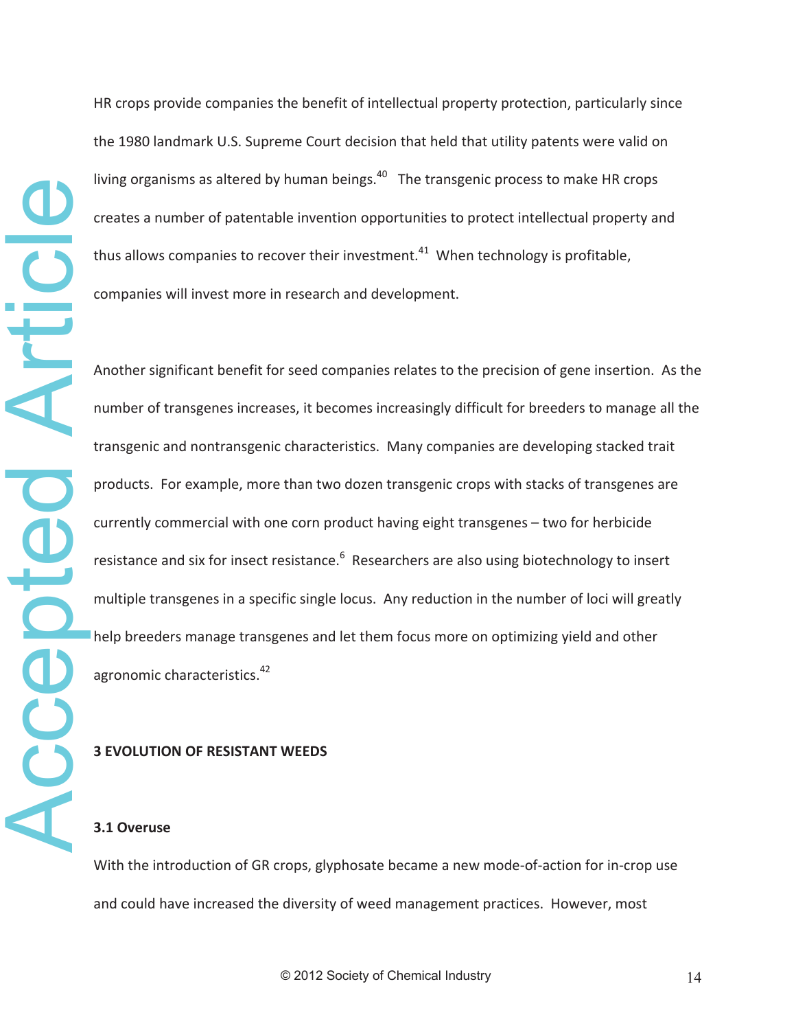HR crops provide companies the benefit of intellectual property protection, particularly since the 1980 landmark U.S. Supreme Court decision that held that utility patents were valid on living organisms as altered by human beings.[40] The transgenic process to make HR crops creates a number of patentable invention opportunities to protect intellectual property and thus allows companies to recover their investment.[41] When technology is profitable, companies will invest more in research and development.

Another significant benefit for seed companies relates to the precision of gene insertion. As the number of transgenes increases, it becomes increasingly difficult for breeders to manage all the transgenic and nontransgenic characteristics. Many companies are developing stacked trait products. For example, more than two dozen transgenic crops with stacks of transgenes are currently commercial with one corn product having eight transgenes – two for herbicide resistance and six for insect resistance.[6] Researchers are also using biotechnology to insert multiple transgenes in a specific single locus. Any reduction in the number of loci will greatly help breeders manage transgenes and let them focus more on optimizing yield and other agronomic characteristics.[42]

## 3 EVOLUTION OF RESISTANT WEEDS

### 3.1 Overuse

With the introduction of GR crops, glyphosate became a new mode-of-action for in-crop use and could have increased the diversity of weed management practices. However, most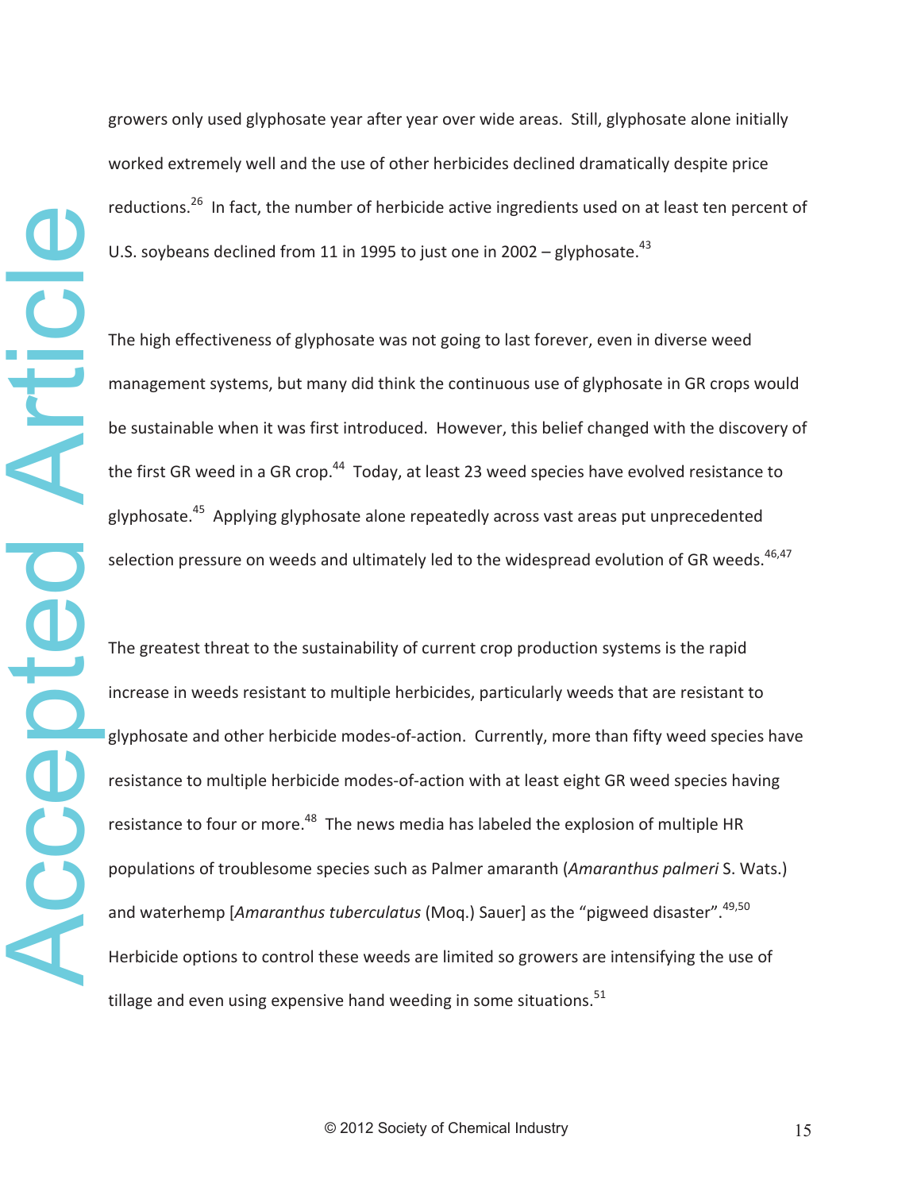growers only used glyphosate year after year over wide areas. Still, glyphosate alone initially worked extremely well and the use of other herbicides declined dramatically despite price reductions.[26] In fact, the number of herbicide active ingredients used on at least ten percent of U.S. soybeans declined from 11 in 1995 to just one in 2002 – glyphosate.[43]

The high effectiveness of glyphosate was not going to last forever, even in diverse weed management systems, but many did think the continuous use of glyphosate in GR crops would be sustainable when it was first introduced. However, this belief changed with the discovery of the first GR weed in a GR crop.[44] Today, at least 23 weed species have evolved resistance to glyphosate.[45] Applying glyphosate alone repeatedly across vast areas put unprecedented selection pressure on weeds and ultimately led to the widespread evolution of GR weeds.[46,47]

The greatest threat to the sustainability of current crop production systems is the rapid increase in weeds resistant to multiple herbicides, particularly weeds that are resistant to glyphosate and other herbicide modes-of-action. Currently, more than fifty weed species have resistance to multiple herbicide modes-of-action with at least eight GR weed species having resistance to four or more.[48] The news media has labeled the explosion of multiple HR populations of troublesome species such as Palmer amaranth (*Amaranthus palmeri* S. Wats.) and waterhemp [*Amaranthus tuberculatus* (Moq.) Sauer] as the "pigweed disaster".[49,50] Herbicide options to control these weeds are limited so growers are intensifying the use of tillage and even using expensive hand weeding in some situations.[51]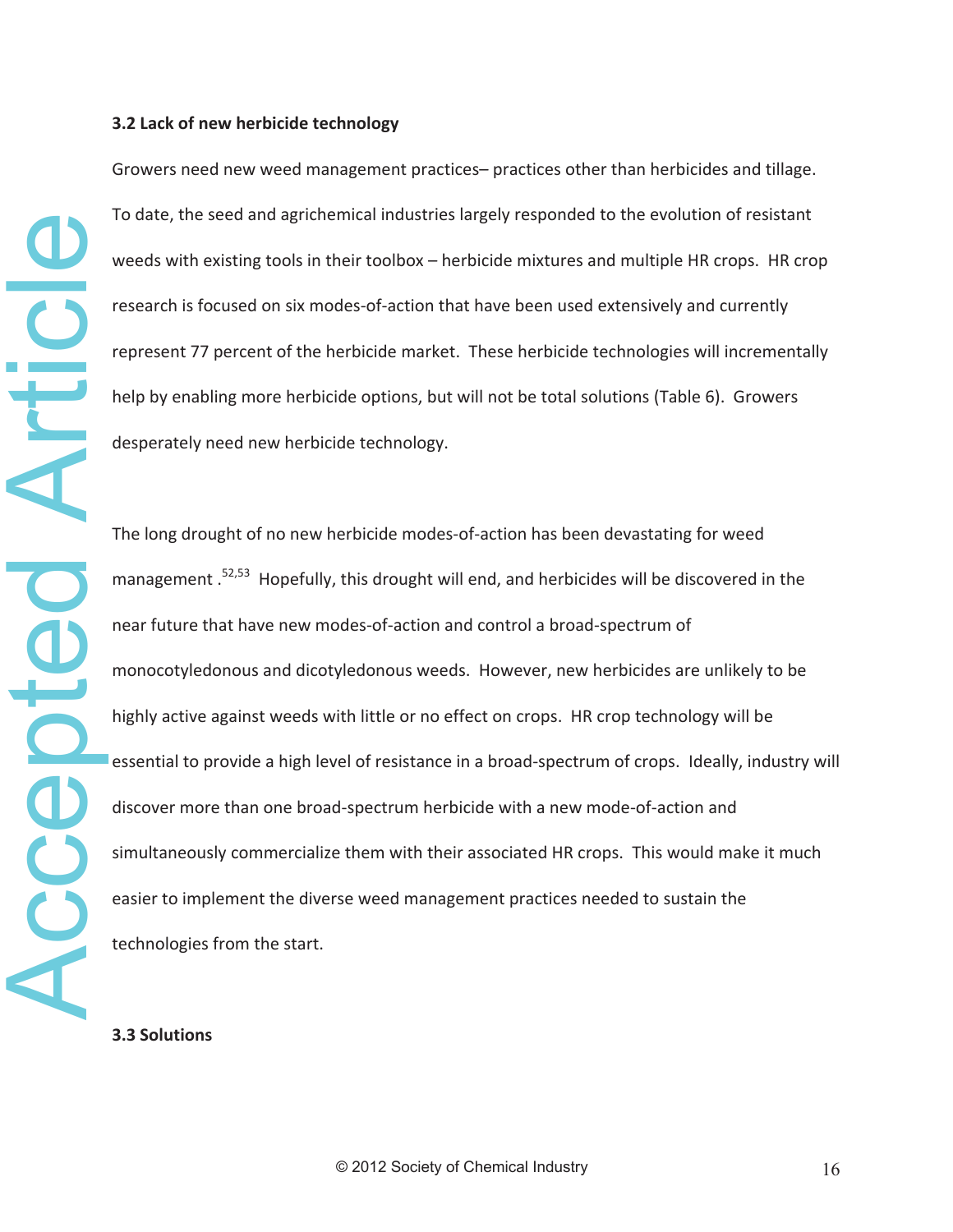### 3.2 Lack of new herbicide technology

Growers need new weed management practices– practices other than herbicides and tillage. To date, the seed and agrichemical industries largely responded to the evolution of resistant weeds with existing tools in their toolbox – herbicide mixtures and multiple HR crops. HR crop research is focused on six modes-of-action that have been used extensively and currently represent 77 percent of the herbicide market. These herbicide technologies will incrementally help by enabling more herbicide options, but will not be total solutions (Table 6). Growers desperately need new herbicide technology.

The long drought of no new herbicide modes-of-action has been devastating for weed management .[52,53] Hopefully, this drought will end, and herbicides will be discovered in the near future that have new modes-of-action and control a broad-spectrum of monocotyledonous and dicotyledonous weeds. However, new herbicides are unlikely to be highly active against weeds with little or no effect on crops. HR crop technology will be essential to provide a high level of resistance in a broad-spectrum of crops. Ideally, industry will discover more than one broad-spectrum herbicide with a new mode-of-action and simultaneously commercialize them with their associated HR crops. This would make it much easier to implement the diverse weed management practices needed to sustain the technologies from the start.

### 3.3 Solutions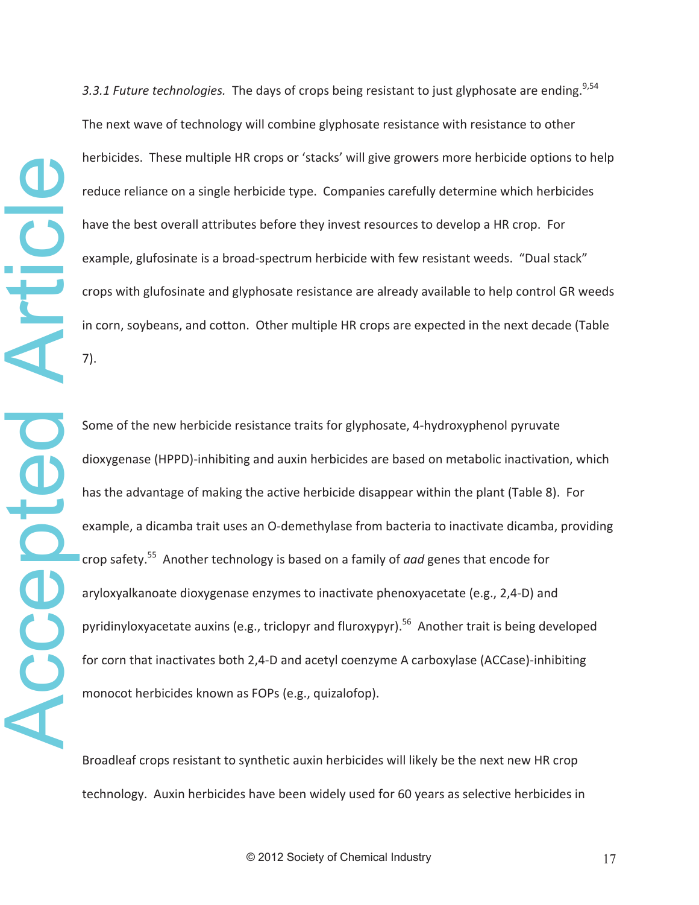*3.3.1 Future technologies.* The days of crops being resistant to just glyphosate are ending.[9,54] The next wave of technology will combine glyphosate resistance with resistance to other herbicides. These multiple HR crops or 'stacks' will give growers more herbicide options to help reduce reliance on a single herbicide type. Companies carefully determine which herbicides have the best overall attributes before they invest resources to develop a HR crop. For example, glufosinate is a broad-spectrum herbicide with few resistant weeds. "Dual stack" crops with glufosinate and glyphosate resistance are already available to help control GR weeds in corn, soybeans, and cotton. Other multiple HR crops are expected in the next decade (Table 7).

Some of the new herbicide resistance traits for glyphosate, 4-hydroxyphenol pyruvate dioxygenase (HPPD)-inhibiting and auxin herbicides are based on metabolic inactivation, which has the advantage of making the active herbicide disappear within the plant (Table 8). For example, a dicamba trait uses an O-demethylase from bacteria to inactivate dicamba, providing crop safety.[55] Another technology is based on a family of *aad* genes that encode for aryloxyalkanoate dioxygenase enzymes to inactivate phenoxyacetate (e.g., 2,4-D) and pyridinyloxyacetate auxins (e.g., triclopyr and fluroxypyr).[56] Another trait is being developed for corn that inactivates both 2,4-D and acetyl coenzyme A carboxylase (ACCase)-inhibiting monocot herbicides known as FOPs (e.g., quizalofop).

Broadleaf crops resistant to synthetic auxin herbicides will likely be the next new HR crop technology. Auxin herbicides have been widely used for 60 years as selective herbicides in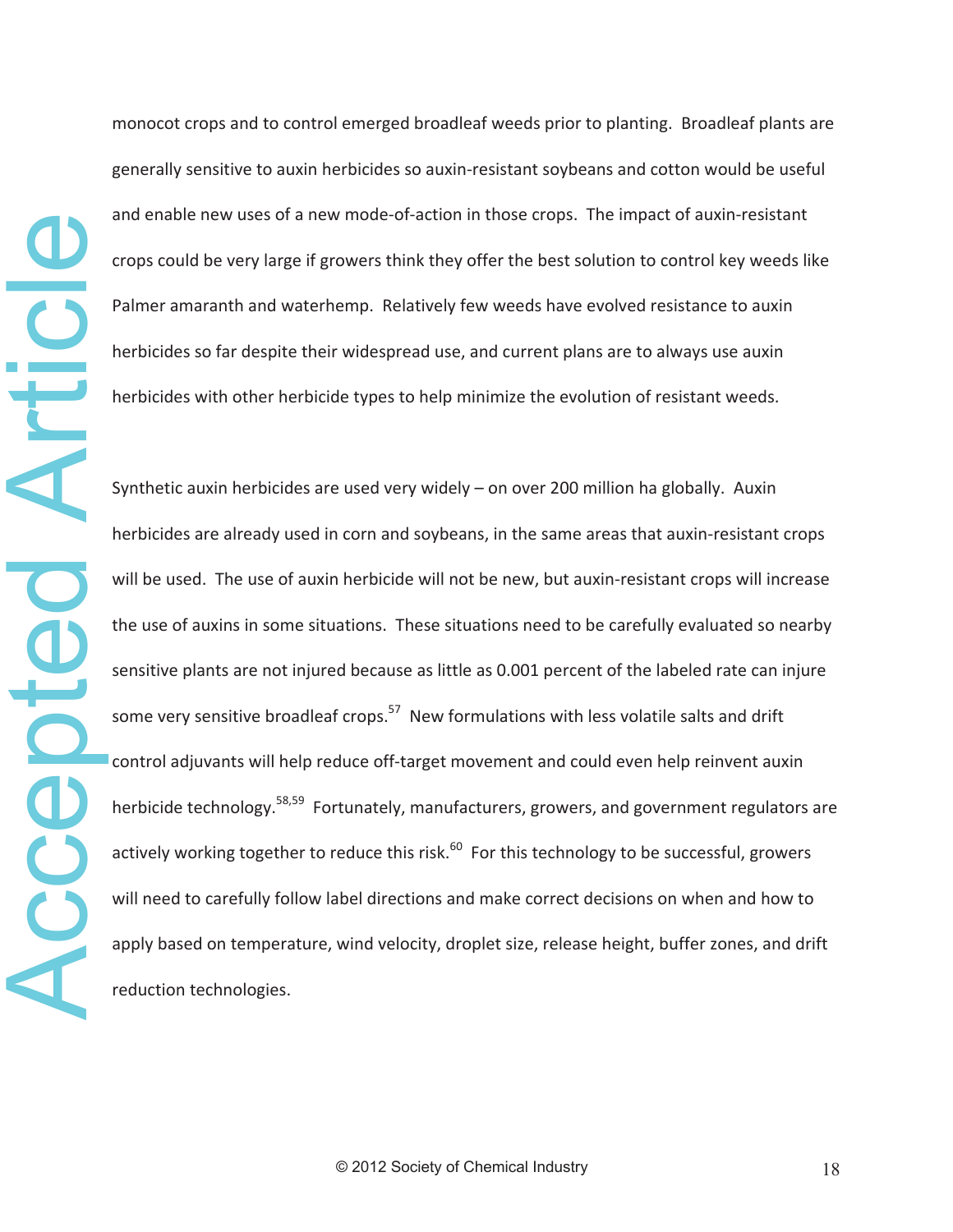monocot crops and to control emerged broadleaf weeds prior to planting. Broadleaf plants are generally sensitive to auxin herbicides so auxin-resistant soybeans and cotton would be useful and enable new uses of a new mode-of-action in those crops. The impact of auxin-resistant crops could be very large if growers think they offer the best solution to control key weeds like Palmer amaranth and waterhemp. Relatively few weeds have evolved resistance to auxin herbicides so far despite their widespread use, and current plans are to always use auxin herbicides with other herbicide types to help minimize the evolution of resistant weeds.

Synthetic auxin herbicides are used very widely – on over 200 million ha globally. Auxin herbicides are already used in corn and soybeans, in the same areas that auxin-resistant crops will be used. The use of auxin herbicide will not be new, but auxin-resistant crops will increase the use of auxins in some situations. These situations need to be carefully evaluated so nearby sensitive plants are not injured because as little as 0.001 percent of the labeled rate can injure some very sensitive broadleaf crops.[57] New formulations with less volatile salts and drift control adjuvants will help reduce off-target movement and could even help reinvent auxin herbicide technology.[58,59] Fortunately, manufacturers, growers, and government regulators are actively working together to reduce this risk.[60] For this technology to be successful, growers will need to carefully follow label directions and make correct decisions on when and how to apply based on temperature, wind velocity, droplet size, release height, buffer zones, and drift reduction technologies.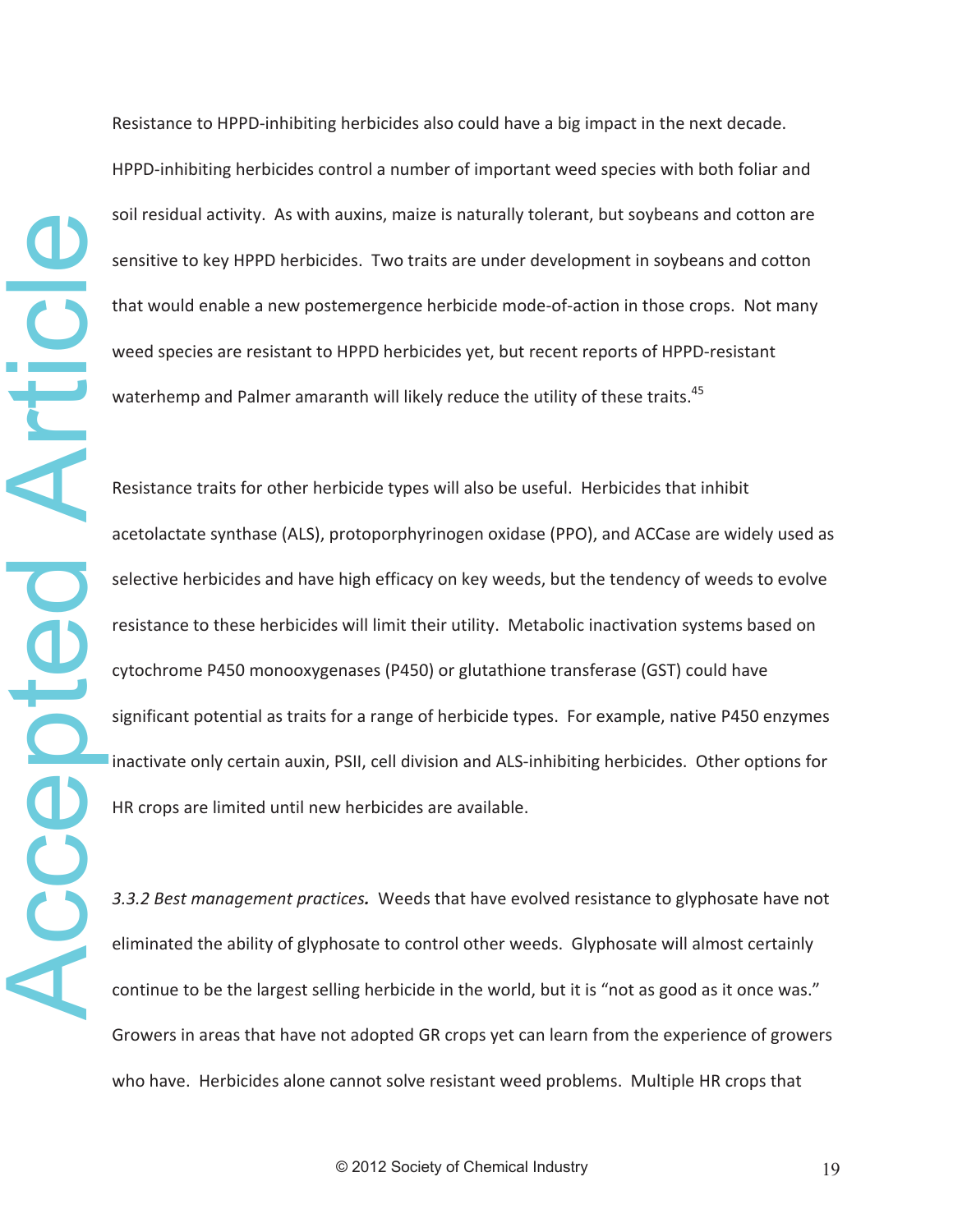Resistance to HPPD-inhibiting herbicides also could have a big impact in the next decade. HPPD-inhibiting herbicides control a number of important weed species with both foliar and soil residual activity. As with auxins, maize is naturally tolerant, but soybeans and cotton are sensitive to key HPPD herbicides. Two traits are under development in soybeans and cotton that would enable a new postemergence herbicide mode-of-action in those crops. Not many weed species are resistant to HPPD herbicides yet, but recent reports of HPPD-resistant waterhemp and Palmer amaranth will likely reduce the utility of these traits.[45]

Resistance traits for other herbicide types will also be useful. Herbicides that inhibit acetolactate synthase (ALS), protoporphyrinogen oxidase (PPO), and ACCase are widely used as selective herbicides and have high efficacy on key weeds, but the tendency of weeds to evolve resistance to these herbicides will limit their utility. Metabolic inactivation systems based on cytochrome P450 monooxygenases (P450) or glutathione transferase (GST) could have significant potential as traits for a range of herbicide types. For example, native P450 enzymes inactivate only certain auxin, PSII, cell division and ALS-inhibiting herbicides. Other options for HR crops are limited until new herbicides are available.

*3.3.2 Best management practices.* Weeds that have evolved resistance to glyphosate have not eliminated the ability of glyphosate to control other weeds. Glyphosate will almost certainly continue to be the largest selling herbicide in the world, but it is "not as good as it once was." Growers in areas that have not adopted GR crops yet can learn from the experience of growers who have. Herbicides alone cannot solve resistant weed problems. Multiple HR crops that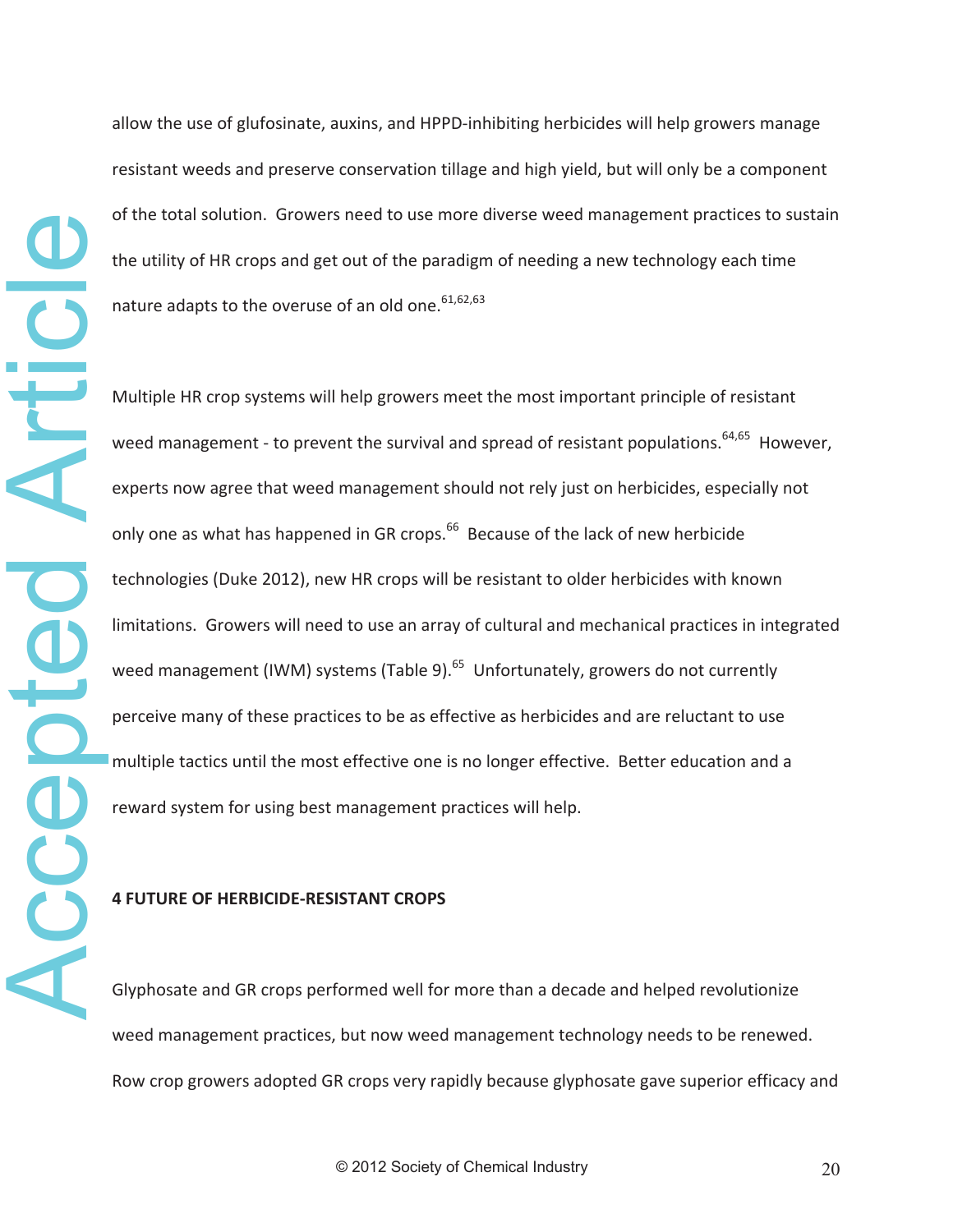allow the use of glufosinate, auxins, and HPPD-inhibiting herbicides will help growers manage resistant weeds and preserve conservation tillage and high yield, but will only be a component of the total solution. Growers need to use more diverse weed management practices to sustain the utility of HR crops and get out of the paradigm of needing a new technology each time nature adapts to the overuse of an old one.[61,62,63]

Multiple HR crop systems will help growers meet the most important principle of resistant weed management - to prevent the survival and spread of resistant populations.[64,65] However, experts now agree that weed management should not rely just on herbicides, especially not only one as what has happened in GR crops.[66] Because of the lack of new herbicide technologies (Duke 2012), new HR crops will be resistant to older herbicides with known limitations. Growers will need to use an array of cultural and mechanical practices in integrated weed management (IWM) systems (Table 9).[65] Unfortunately, growers do not currently perceive many of these practices to be as effective as herbicides and are reluctant to use multiple tactics until the most effective one is no longer effective. Better education and a reward system for using best management practices will help.

## 4 FUTURE OF HERBICIDE-RESISTANT CROPS

Glyphosate and GR crops performed well for more than a decade and helped revolutionize weed management practices, but now weed management technology needs to be renewed. Row crop growers adopted GR crops very rapidly because glyphosate gave superior efficacy and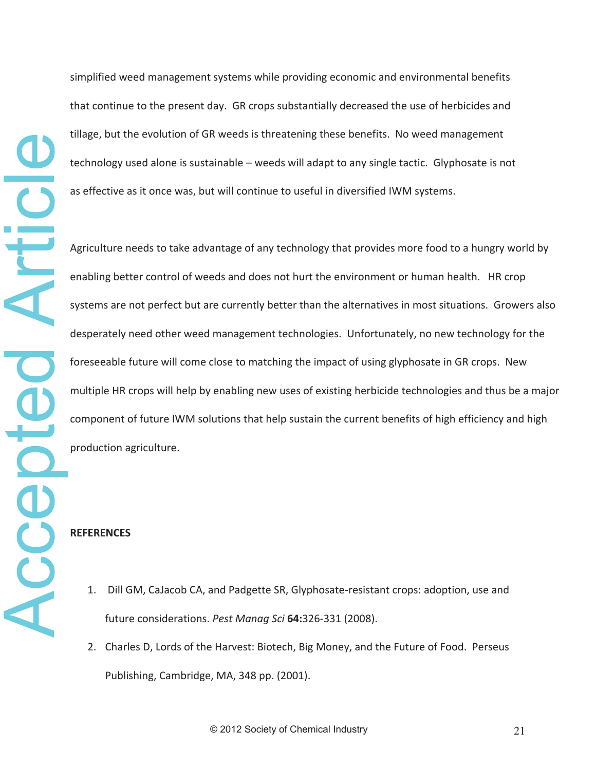simplified weed management systems while providing economic and environmental benefits that continue to the present day. GR crops substantially decreased the use of herbicides and tillage, but the evolution of GR weeds is threatening these benefits. No weed management technology used alone is sustainable – weeds will adapt to any single tactic. Glyphosate is not as effective as it once was, but will continue to useful in diversified IWM systems.

Agriculture needs to take advantage of any technology that provides more food to a hungry world by enabling better control of weeds and does not hurt the environment or human health. HR crop systems are not perfect but are currently better than the alternatives in most situations. Growers also desperately need other weed management technologies. Unfortunately, no new technology for the foreseeable future will come close to matching the impact of using glyphosate in GR crops. New multiple HR crops will help by enabling new uses of existing herbicide technologies and thus be a major component of future IWM solutions that help sustain the current benefits of high efficiency and high production agriculture.

**REFERENCES**

1. Dill GM, CaJacob CA, and Padgette SR, Glyphosate-resistant crops: adoption, use and future considerations. *Pest Manag Sci* **64:**326-331 (2008).
2. Charles D, Lords of the Harvest: Biotech, Big Money, and the Future of Food. Perseus Publishing, Cambridge, MA, 348 pp. (2001).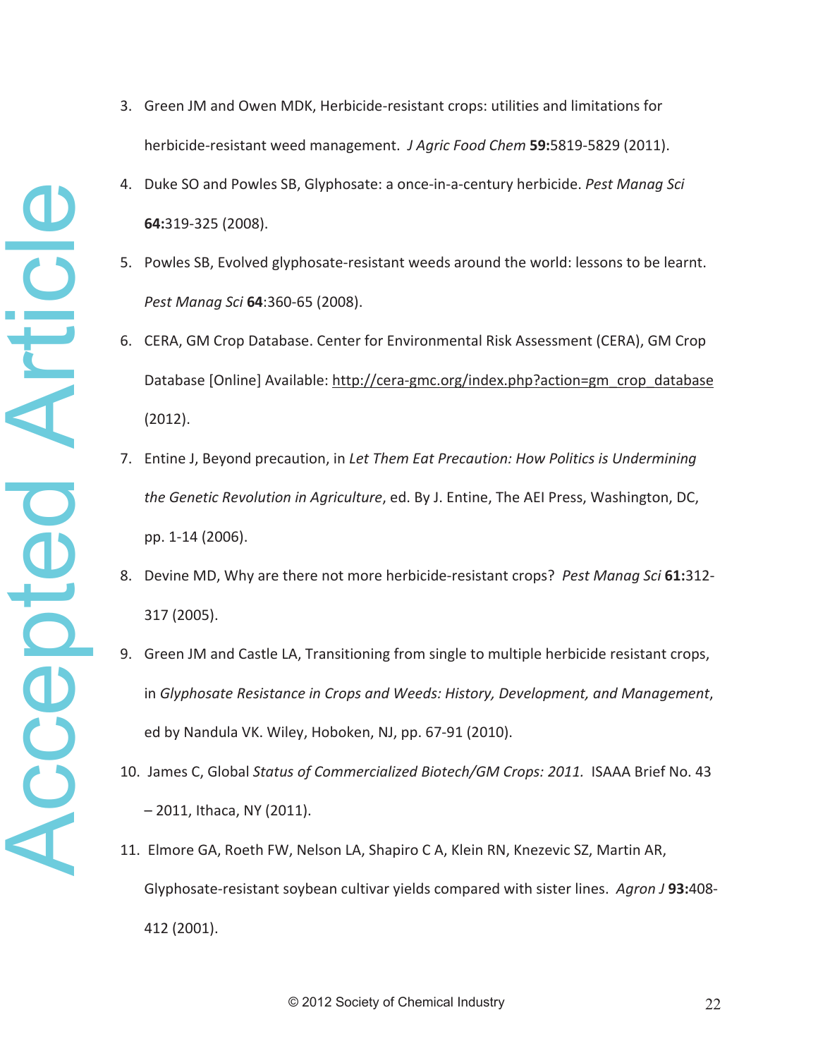3. Green JM and Owen MDK, Herbicide-resistant crops: utilities and limitations for herbicide-resistant weed management. *J Agric Food Chem* **59:**5819-5829 (2011).

4. Duke SO and Powles SB, Glyphosate: a once-in-a-century herbicide. *Pest Manag Sci* **64:**319-325 (2008).

5. Powles SB, Evolved glyphosate-resistant weeds around the world: lessons to be learnt. *Pest Manag Sci* **64**:360-65 (2008).

6. CERA, GM Crop Database. Center for Environmental Risk Assessment (CERA), GM Crop Database [Online] Available: http://cera-gmc.org/index.php?action=gm_crop_database (2012).

7. Entine J, Beyond precaution, in *Let Them Eat Precaution: How Politics is Undermining the Genetic Revolution in Agriculture*, ed. By J. Entine, The AEI Press, Washington, DC, pp. 1-14 (2006).

8. Devine MD, Why are there not more herbicide-resistant crops? *Pest Manag Sci* **61:**312-317 (2005).

9. Green JM and Castle LA, Transitioning from single to multiple herbicide resistant crops, in *Glyphosate Resistance in Crops and Weeds: History, Development, and Management*, ed by Nandula VK. Wiley, Hoboken, NJ, pp. 67-91 (2010).

10. James C, Global *Status of Commercialized Biotech/GM Crops: 2011.* ISAAA Brief No. 43 – 2011, Ithaca, NY (2011).

11. Elmore GA, Roeth FW, Nelson LA, Shapiro C A, Klein RN, Knezevic SZ, Martin AR, Glyphosate-resistant soybean cultivar yields compared with sister lines. *Agron J* **93:**408-412 (2001).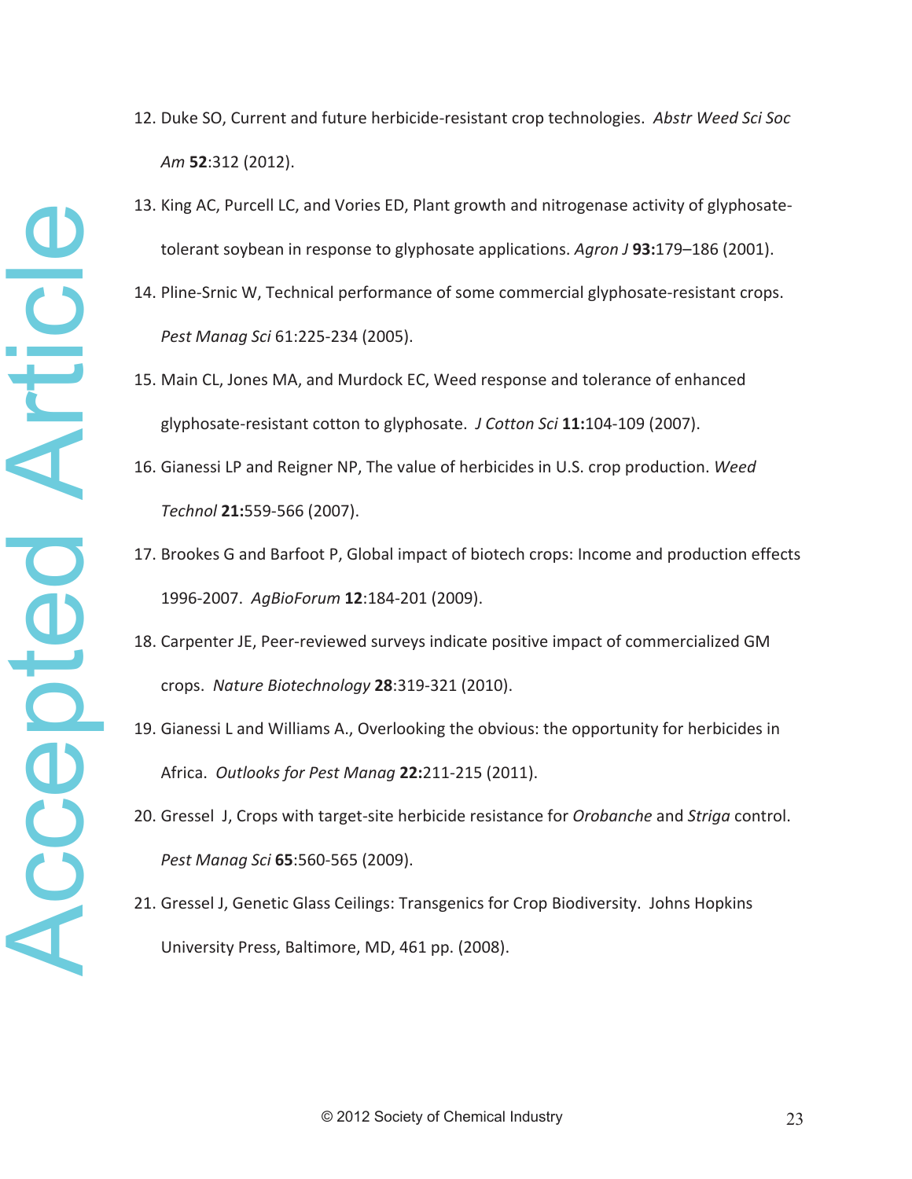12. Duke SO, Current and future herbicide-resistant crop technologies. *Abstr Weed Sci Soc Am* **52**:312 (2012).

13. King AC, Purcell LC, and Vories ED, Plant growth and nitrogenase activity of glyphosate-tolerant soybean in response to glyphosate applications. *Agron J* **93:**179–186 (2001).

14. Pline-Srnic W, Technical performance of some commercial glyphosate-resistant crops. *Pest Manag Sci* 61:225-234 (2005).

15. Main CL, Jones MA, and Murdock EC, Weed response and tolerance of enhanced glyphosate-resistant cotton to glyphosate. *J Cotton Sci* **11:**104-109 (2007).

16. Gianessi LP and Reigner NP, The value of herbicides in U.S. crop production. *Weed Technol* **21:**559-566 (2007).

17. Brookes G and Barfoot P, Global impact of biotech crops: Income and production effects 1996-2007. *AgBioForum* **12**:184-201 (2009).

18. Carpenter JE, Peer-reviewed surveys indicate positive impact of commercialized GM crops. *Nature Biotechnology* **28**:319-321 (2010).

19. Gianessi L and Williams A., Overlooking the obvious: the opportunity for herbicides in Africa. *Outlooks for Pest Manag* **22:**211-215 (2011).

20. Gressel J, Crops with target-site herbicide resistance for *Orobanche* and *Striga* control. *Pest Manag Sci* **65**:560-565 (2009).

21. Gressel J, Genetic Glass Ceilings: Transgenics for Crop Biodiversity. Johns Hopkins University Press, Baltimore, MD, 461 pp. (2008).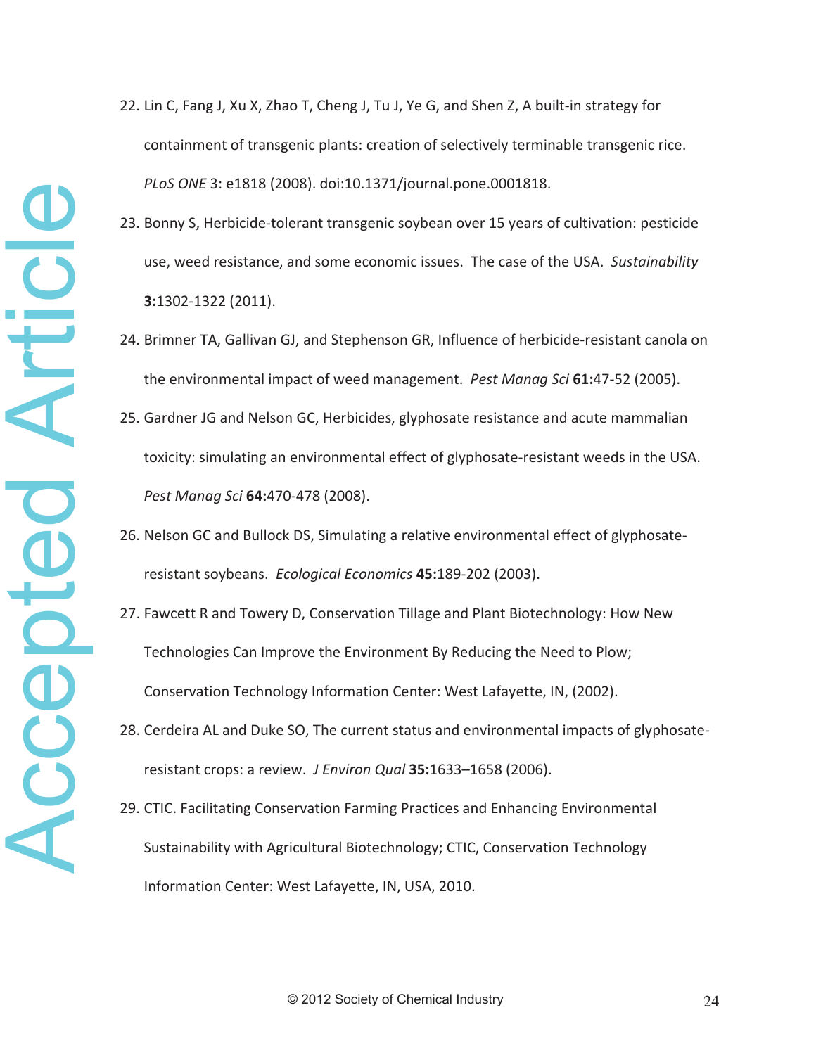22. Lin C, Fang J, Xu X, Zhao T, Cheng J, Tu J, Ye G, and Shen Z, A built-in strategy for containment of transgenic plants: creation of selectively terminable transgenic rice. *PLoS ONE* 3: e1818 (2008). doi:10.1371/journal.pone.0001818.

23. Bonny S, Herbicide-tolerant transgenic soybean over 15 years of cultivation: pesticide use, weed resistance, and some economic issues. The case of the USA. *Sustainability* **3:**1302-1322 (2011).

24. Brimner TA, Gallivan GJ, and Stephenson GR, Influence of herbicide-resistant canola on the environmental impact of weed management. *Pest Manag Sci* **61:**47-52 (2005).

25. Gardner JG and Nelson GC, Herbicides, glyphosate resistance and acute mammalian toxicity: simulating an environmental effect of glyphosate-resistant weeds in the USA. *Pest Manag Sci* **64:**470-478 (2008).

26. Nelson GC and Bullock DS, Simulating a relative environmental effect of glyphosate-resistant soybeans. *Ecological Economics* **45:**189-202 (2003).

27. Fawcett R and Towery D, Conservation Tillage and Plant Biotechnology: How New Technologies Can Improve the Environment By Reducing the Need to Plow; Conservation Technology Information Center: West Lafayette, IN, (2002).

28. Cerdeira AL and Duke SO, The current status and environmental impacts of glyphosate-resistant crops: a review. *J Environ Qual* **35:**1633–1658 (2006).

29. CTIC. Facilitating Conservation Farming Practices and Enhancing Environmental Sustainability with Agricultural Biotechnology; CTIC, Conservation Technology Information Center: West Lafayette, IN, USA, 2010.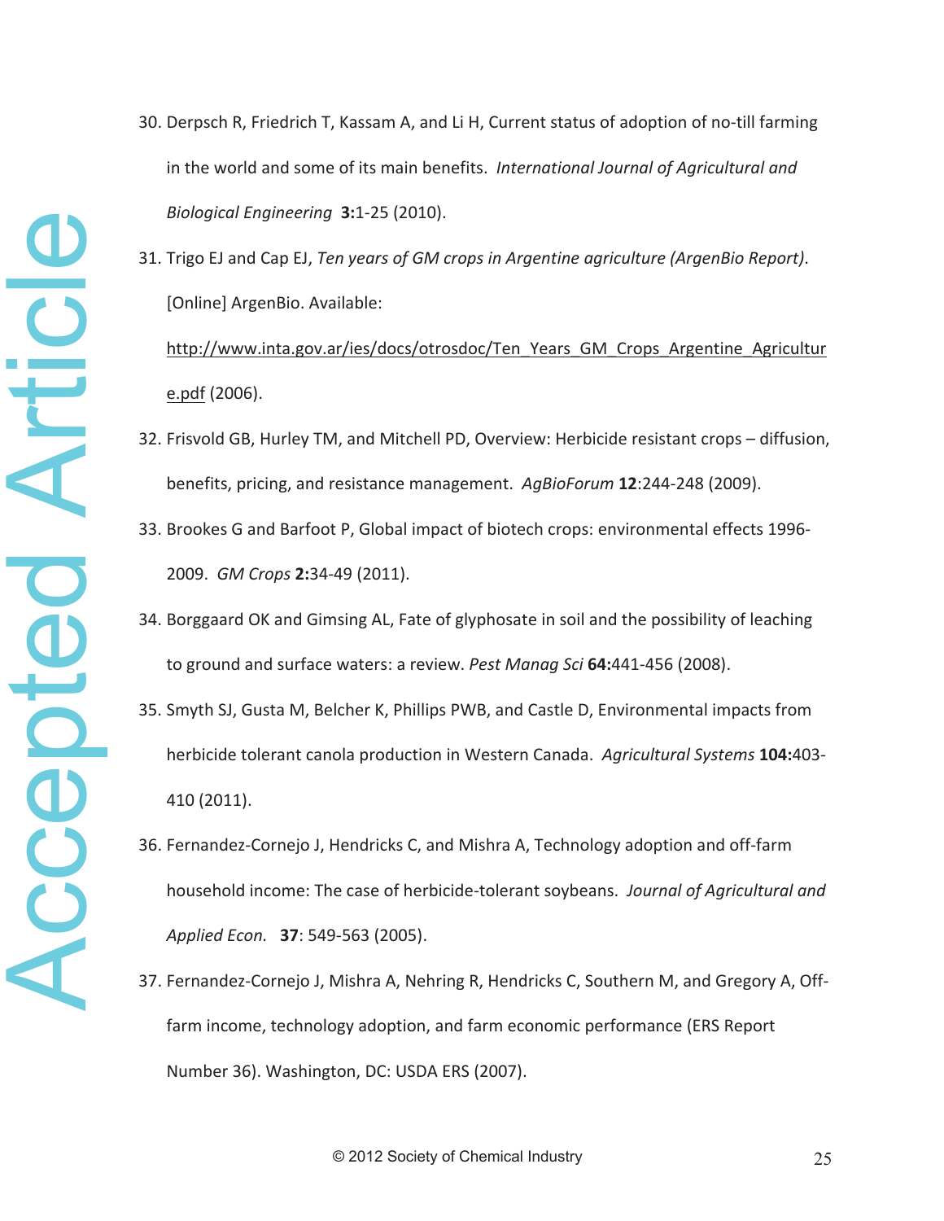30. Derpsch R, Friedrich T, Kassam A, and Li H, Current status of adoption of no-till farming in the world and some of its main benefits. *International Journal of Agricultural and Biological Engineering* **3:**1-25 (2010).

31. Trigo EJ and Cap EJ, *Ten years of GM crops in Argentine agriculture (ArgenBio Report).* [Online] ArgenBio. Available: http://www.inta.gov.ar/ies/docs/otrosdoc/Ten_Years_GM_Crops_Argentine_Agriculture.pdf (2006).

32. Frisvold GB, Hurley TM, and Mitchell PD, Overview: Herbicide resistant crops – diffusion, benefits, pricing, and resistance management. *AgBioForum* **12**:244-248 (2009).

33. Brookes G and Barfoot P, Global impact of biotech crops: environmental effects 1996-2009. *GM Crops* **2:**34-49 (2011).

34. Borggaard OK and Gimsing AL, Fate of glyphosate in soil and the possibility of leaching to ground and surface waters: a review. *Pest Manag Sci* **64:**441-456 (2008).

35. Smyth SJ, Gusta M, Belcher K, Phillips PWB, and Castle D, Environmental impacts from herbicide tolerant canola production in Western Canada. *Agricultural Systems* **104:**403-410 (2011).

36. Fernandez-Cornejo J, Hendricks C, and Mishra A, Technology adoption and off-farm household income: The case of herbicide-tolerant soybeans. *Journal of Agricultural and Applied Econ.* **37**: 549-563 (2005).

37. Fernandez-Cornejo J, Mishra A, Nehring R, Hendricks C, Southern M, and Gregory A, Off-farm income, technology adoption, and farm economic performance (ERS Report Number 36). Washington, DC: USDA ERS (2007).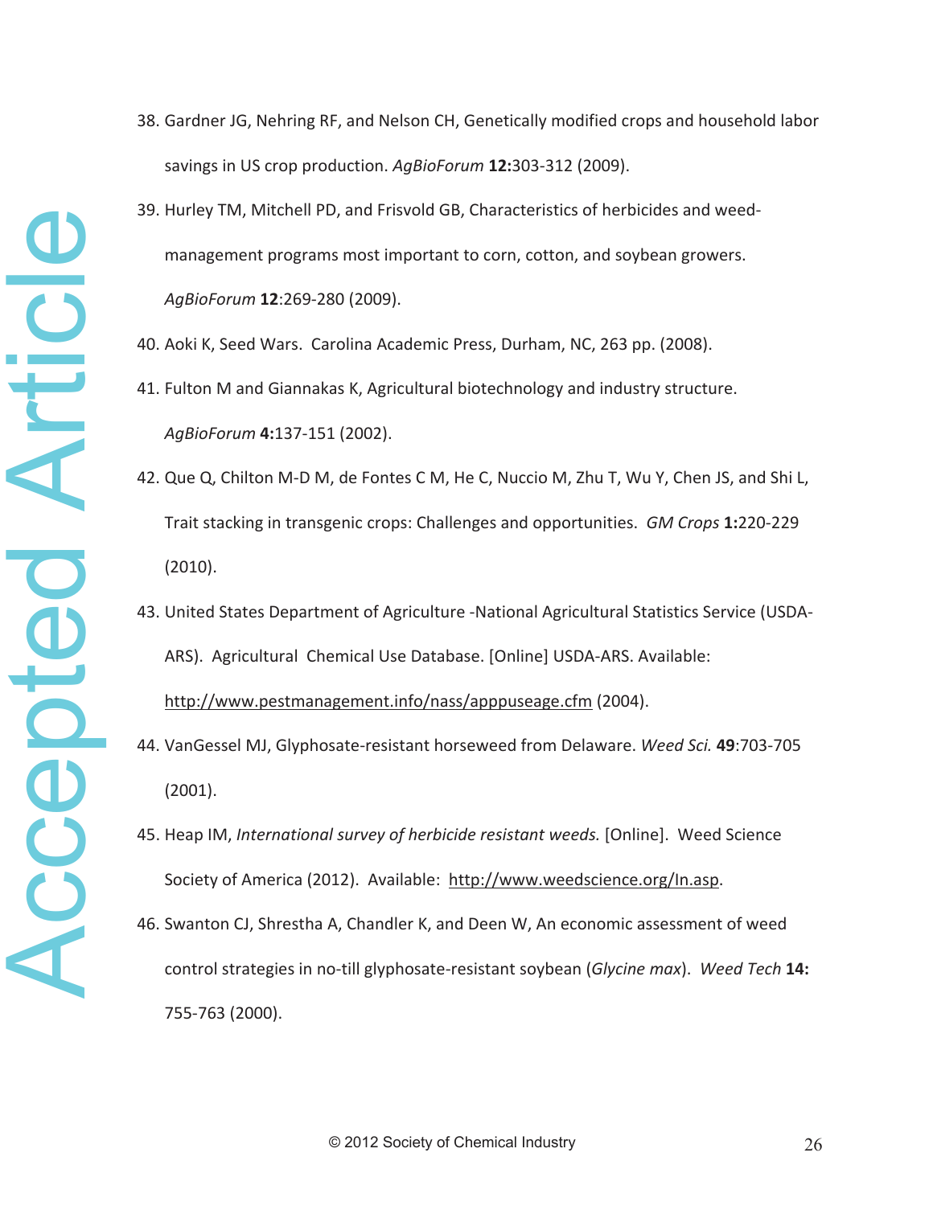38. Gardner JG, Nehring RF, and Nelson CH, Genetically modified crops and household labor savings in US crop production. *AgBioForum* **12:**303-312 (2009).

39. Hurley TM, Mitchell PD, and Frisvold GB, Characteristics of herbicides and weed-management programs most important to corn, cotton, and soybean growers. *AgBioForum* **12**:269-280 (2009).

40. Aoki K, Seed Wars. Carolina Academic Press, Durham, NC, 263 pp. (2008).

41. Fulton M and Giannakas K, Agricultural biotechnology and industry structure. *AgBioForum* **4:**137-151 (2002).

42. Que Q, Chilton M-D M, de Fontes C M, He C, Nuccio M, Zhu T, Wu Y, Chen JS, and Shi L, Trait stacking in transgenic crops: Challenges and opportunities. *GM Crops* **1:**220-229 (2010).

43. United States Department of Agriculture -National Agricultural Statistics Service (USDA-ARS). Agricultural Chemical Use Database. [Online] USDA-ARS. Available: http://www.pestmanagement.info/nass/apppuseage.cfm (2004).

44. VanGessel MJ, Glyphosate-resistant horseweed from Delaware. *Weed Sci.* **49**:703-705 (2001).

45. Heap IM, *International survey of herbicide resistant weeds.* [Online]. Weed Science Society of America (2012). Available: http://www.weedscience.org/In.asp.

46. Swanton CJ, Shrestha A, Chandler K, and Deen W, An economic assessment of weed control strategies in no-till glyphosate-resistant soybean (*Glycine max*). *Weed Tech* **14:** 755-763 (2000).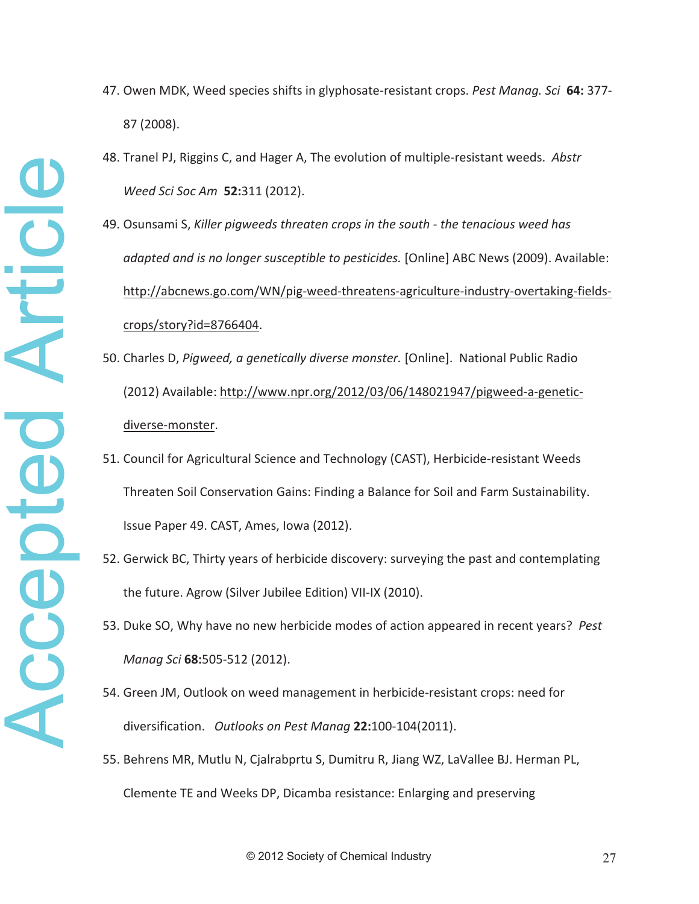47. Owen MDK, Weed species shifts in glyphosate-resistant crops. *Pest Manag. Sci* **64:** 377-87 (2008).

48. Tranel PJ, Riggins C, and Hager A, The evolution of multiple-resistant weeds. *Abstr Weed Sci Soc Am* **52:**311 (2012).

49. Osunsami S, *Killer pigweeds threaten crops in the south - the tenacious weed has adapted and is no longer susceptible to pesticides.* [Online] ABC News (2009). Available: http://abcnews.go.com/WN/pig-weed-threatens-agriculture-industry-overtaking-fields-crops/story?id=8766404.

50. Charles D, *Pigweed, a genetically diverse monster.* [Online]. National Public Radio (2012) Available: http://www.npr.org/2012/03/06/148021947/pigweed-a-genetic-diverse-monster.

51. Council for Agricultural Science and Technology (CAST), Herbicide-resistant Weeds Threaten Soil Conservation Gains: Finding a Balance for Soil and Farm Sustainability. Issue Paper 49. CAST, Ames, Iowa (2012).

52. Gerwick BC, Thirty years of herbicide discovery: surveying the past and contemplating the future. Agrow (Silver Jubilee Edition) VII-IX (2010).

53. Duke SO, Why have no new herbicide modes of action appeared in recent years? *Pest Manag Sci* **68:**505-512 (2012).

54. Green JM, Outlook on weed management in herbicide-resistant crops: need for diversification. *Outlooks on Pest Manag* **22:**100-104(2011).

55. Behrens MR, Mutlu N, Cjalrabprtu S, Dumitru R, Jiang WZ, LaVallee BJ. Herman PL, Clemente TE and Weeks DP, Dicamba resistance: Enlarging and preserving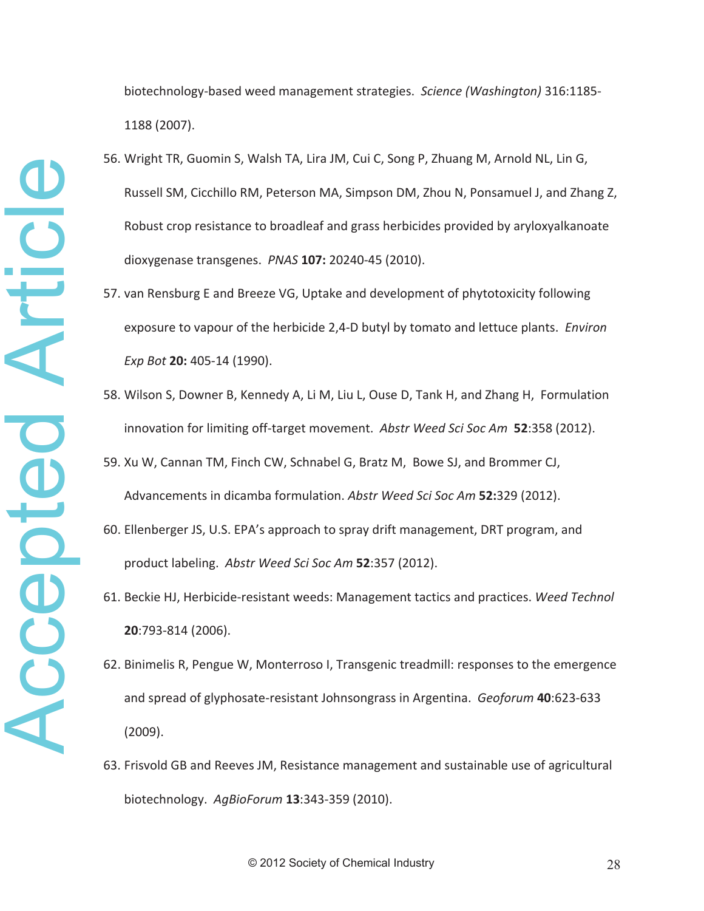biotechnology-based weed management strategies. *Science (Washington)* 316:1185-1188 (2007).

56. Wright TR, Guomin S, Walsh TA, Lira JM, Cui C, Song P, Zhuang M, Arnold NL, Lin G, Russell SM, Cicchillo RM, Peterson MA, Simpson DM, Zhou N, Ponsamuel J, and Zhang Z, Robust crop resistance to broadleaf and grass herbicides provided by aryloxyalkanoate dioxygenase transgenes. *PNAS* **107:** 20240-45 (2010).

57. van Rensburg E and Breeze VG, Uptake and development of phytotoxicity following exposure to vapour of the herbicide 2,4-D butyl by tomato and lettuce plants. *Environ Exp Bot* **20:** 405-14 (1990).

58. Wilson S, Downer B, Kennedy A, Li M, Liu L, Ouse D, Tank H, and Zhang H, Formulation innovation for limiting off-target movement. *Abstr Weed Sci Soc Am* **52**:358 (2012).

59. Xu W, Cannan TM, Finch CW, Schnabel G, Bratz M, Bowe SJ, and Brommer CJ, Advancements in dicamba formulation. *Abstr Weed Sci Soc Am* **52:**329 (2012).

60. Ellenberger JS, U.S. EPA's approach to spray drift management, DRT program, and product labeling. *Abstr Weed Sci Soc Am* **52**:357 (2012).

61. Beckie HJ, Herbicide-resistant weeds: Management tactics and practices. *Weed Technol* **20**:793-814 (2006).

62. Binimelis R, Pengue W, Monterroso I, Transgenic treadmill: responses to the emergence and spread of glyphosate-resistant Johnsongrass in Argentina. *Geoforum* **40**:623-633 (2009).

63. Frisvold GB and Reeves JM, Resistance management and sustainable use of agricultural biotechnology. *AgBioForum* **13**:343-359 (2010).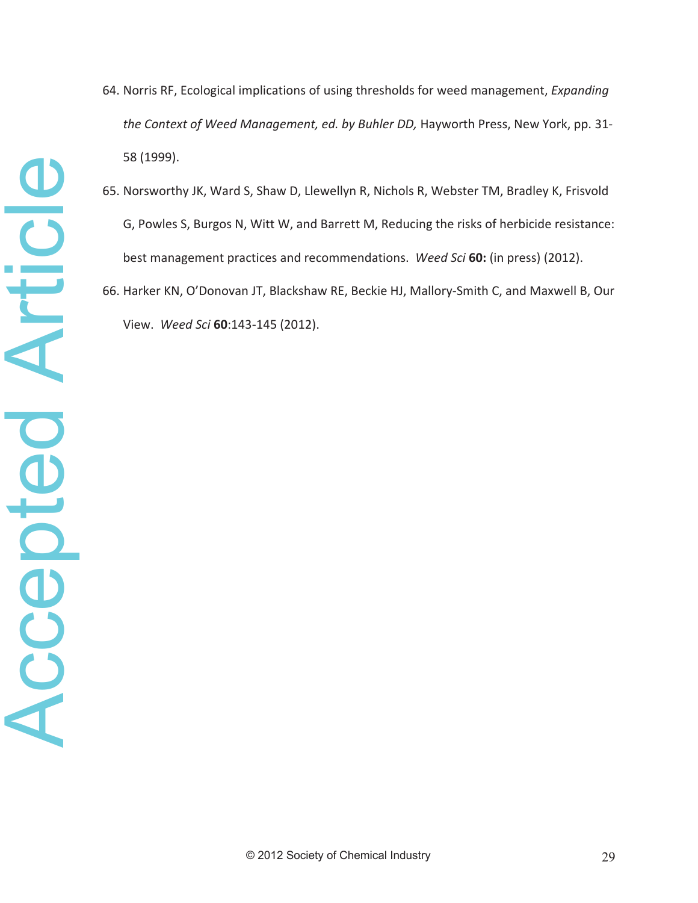64. Norris RF, Ecological implications of using thresholds for weed management, *Expanding the Context of Weed Management, ed. by Buhler DD,* Hayworth Press, New York, pp. 31-58 (1999).

65. Norsworthy JK, Ward S, Shaw D, Llewellyn R, Nichols R, Webster TM, Bradley K, Frisvold G, Powles S, Burgos N, Witt W, and Barrett M, Reducing the risks of herbicide resistance: best management practices and recommendations. *Weed Sci* **60:** (in press) (2012).

66. Harker KN, O'Donovan JT, Blackshaw RE, Beckie HJ, Mallory-Smith C, and Maxwell B, Our View. *Weed Sci* **60**:143-145 (2012).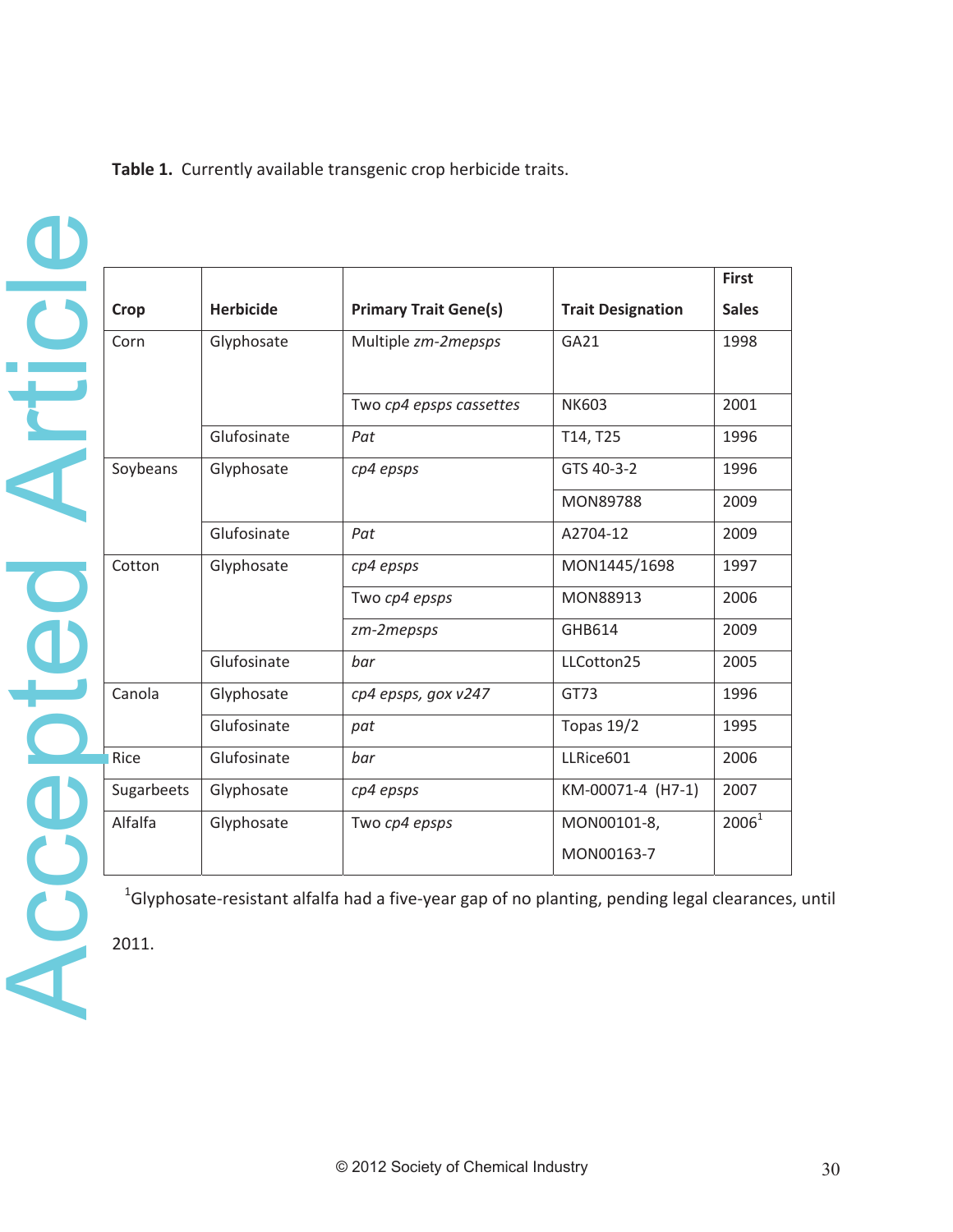**Table 1.** Currently available transgenic crop herbicide traits.

| Crop | Herbicide | Primary Trait Gene(s) | Trait Designation | First Sales |
|---|---|---|---|---|
| Corn | Glyphosate | Multiple *zm-2mepsps* | GA21 | 1998 |
| | | Two *cp4 epsps cassettes* | NK603 | 2001 |
| | Glufosinate | *Pat* | T14, T25 | 1996 |
| Soybeans | Glyphosate | *cp4 epsps* | GTS 40-3-2 | 1996 |
| | | | MON89788 | 2009 |
| | Glufosinate | *Pat* | A2704-12 | 2009 |
| Cotton | Glyphosate | *cp4 epsps* | MON1445/1698 | 1997 |
| | | Two *cp4 epsps* | MON88913 | 2006 |
| | | *zm-2mepsps* | GHB614 | 2009 |
| | Glufosinate | *bar* | LLCotton25 | 2005 |
| Canola | Glyphosate | *cp4 epsps, gox v247* | GT73 | 1996 |
| | Glufosinate | *pat* | Topas 19/2 | 1995 |
| Rice | Glufosinate | *bar* | LLRice601 | 2006 |
| Sugarbeets | Glyphosate | *cp4 epsps* | KM-00071-4 (H7-1) | 2007 |
| Alfalfa | Glyphosate | Two *cp4 epsps* | MON00101-8, MON00163-7 | 2006[1] |

[1]Glyphosate-resistant alfalfa had a five-year gap of no planting, pending legal clearances, until 2011.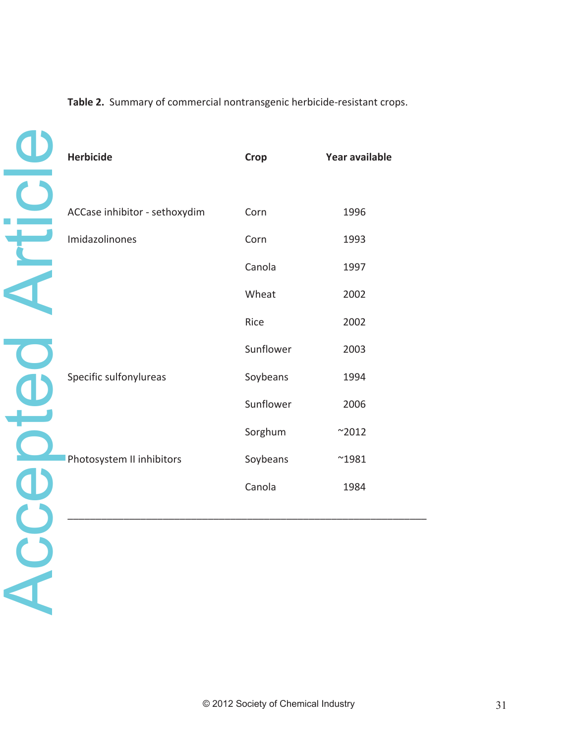**Table 2.** Summary of commercial nontransgenic herbicide-resistant crops.

| Herbicide | Crop | Year available |
|---|---|---|
| ACCase inhibitor - sethoxydim | Corn | 1996 |
| Imidazolinones | Corn | 1993 |
| | Canola | 1997 |
| | Wheat | 2002 |
| | Rice | 2002 |
| | Sunflower | 2003 |
| Specific sulfonylureas | Soybeans | 1994 |
| | Sunflower | 2006 |
| | Sorghum | ~2012 |
| Photosystem II inhibitors | Soybeans | ~1981 |
| | Canola | 1984 |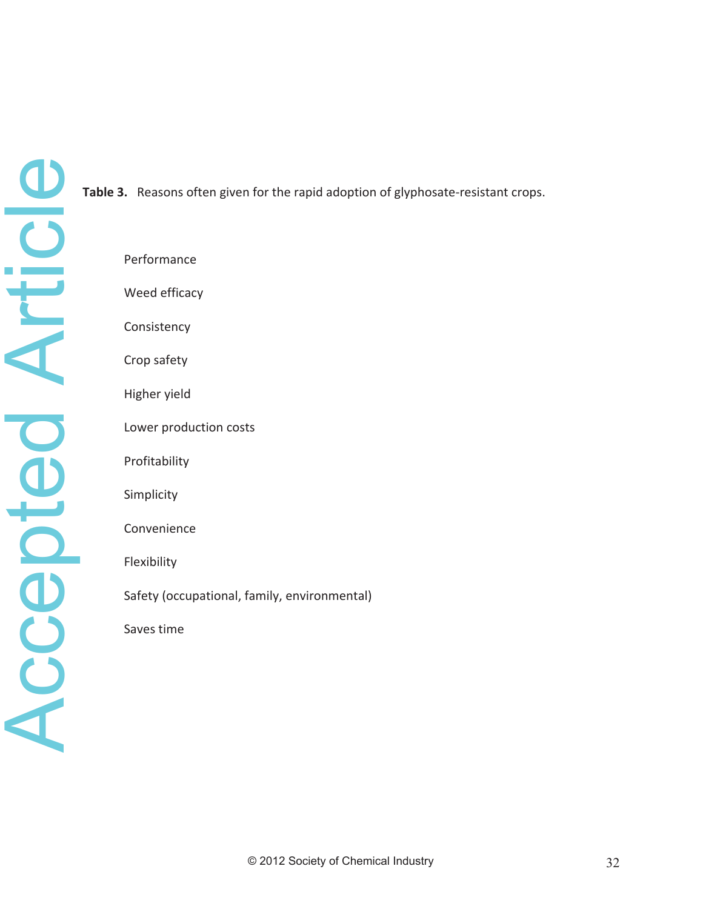**Table 3.** Reasons often given for the rapid adoption of glyphosate-resistant crops.

| |
|---|
| Performance |
| Weed efficacy |
| Consistency |
| Crop safety |
| Higher yield |
| Lower production costs |
| Profitability |
| Simplicity |
| Convenience |
| Flexibility |
| Safety (occupational, family, environmental) |
| Saves time |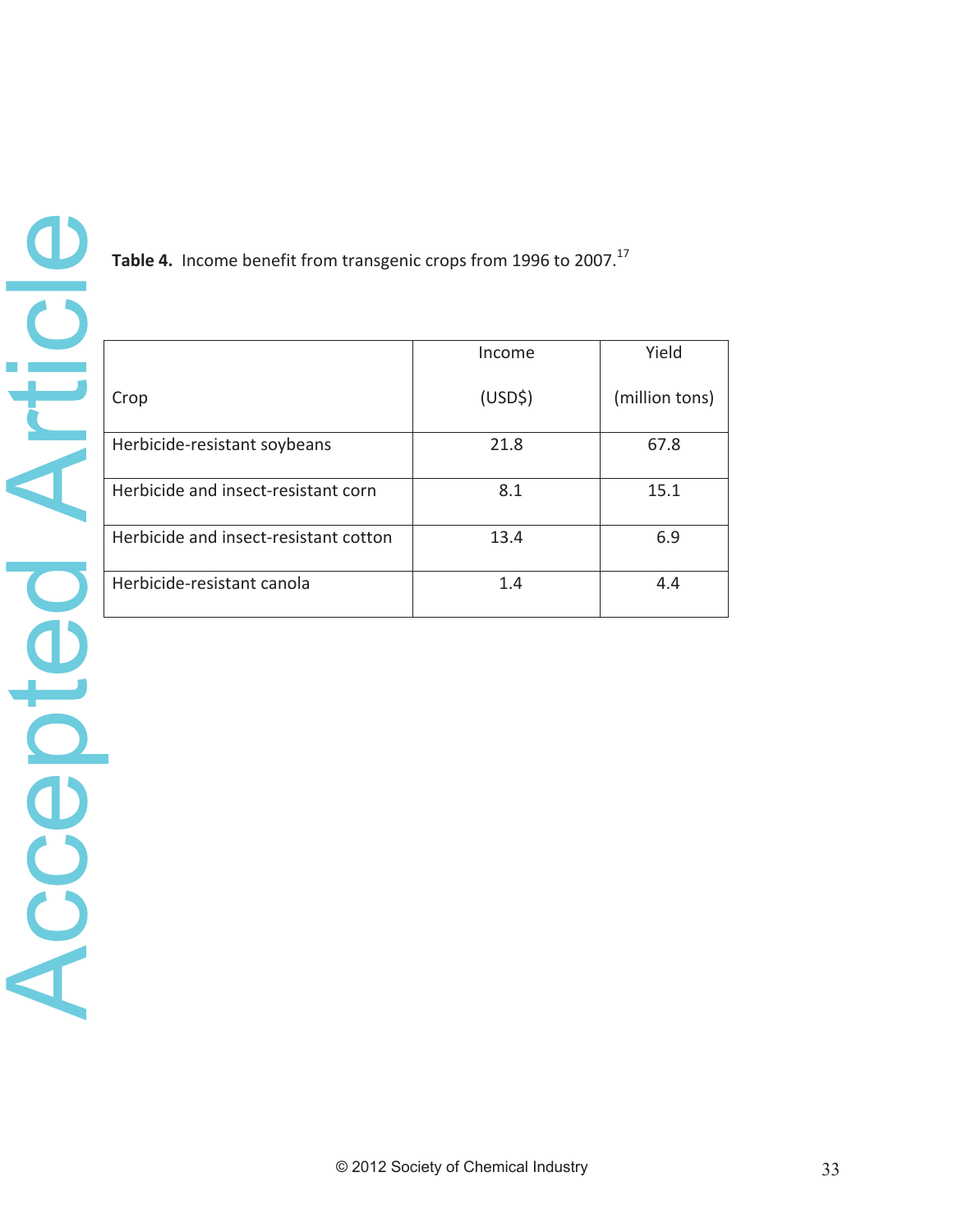**Table 4.** Income benefit from transgenic crops from 1996 to 2007.[17]

| Crop | Income (USD$) | Yield (million tons) |
|---|---|---|
| Herbicide-resistant soybeans | 21.8 | 67.8 |
| Herbicide and insect-resistant corn | 8.1 | 15.1 |
| Herbicide and insect-resistant cotton | 13.4 | 6.9 |
| Herbicide-resistant canola | 1.4 | 4.4 |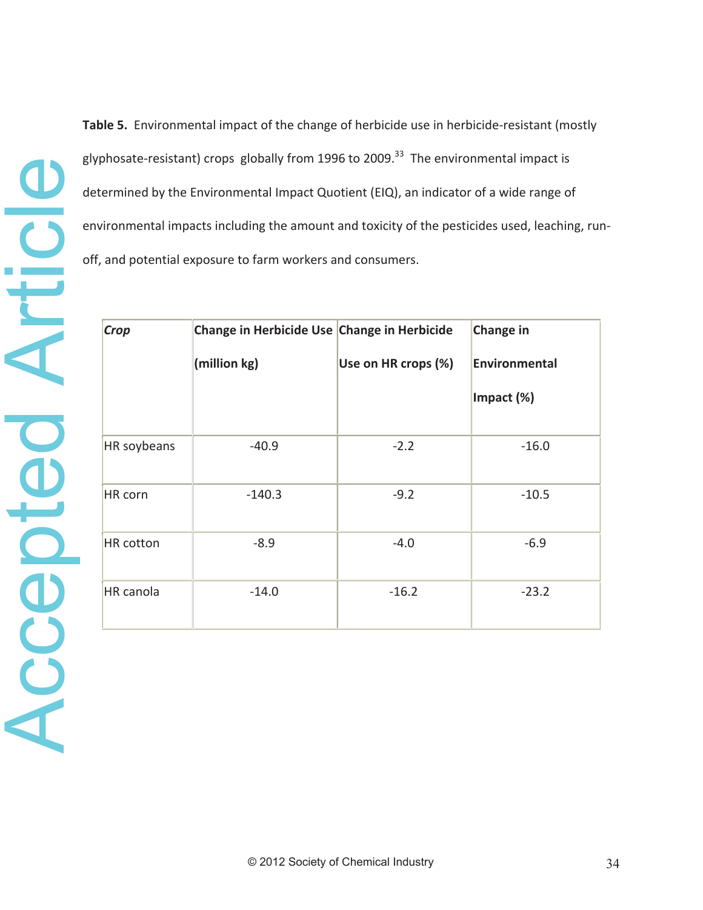**Table 5.** Environmental impact of the change of herbicide use in herbicide-resistant (mostly glyphosate-resistant) crops globally from 1996 to 2009.[33] The environmental impact is determined by the Environmental Impact Quotient (EIQ), an indicator of a wide range of environmental impacts including the amount and toxicity of the pesticides used, leaching, run-off, and potential exposure to farm workers and consumers.

| ***Crop*** | **Change in Herbicide Use (million kg)** | **Change in Herbicide Use on HR crops (%)** | **Change in Environmental Impact (%)** |
|---|---|---|---|
| HR soybeans | -40.9 | -2.2 | -16.0 |
| HR corn | -140.3 | -9.2 | -10.5 |
| HR cotton | -8.9 | -4.0 | -6.9 |
| HR canola | -14.0 | -16.2 | -23.2 |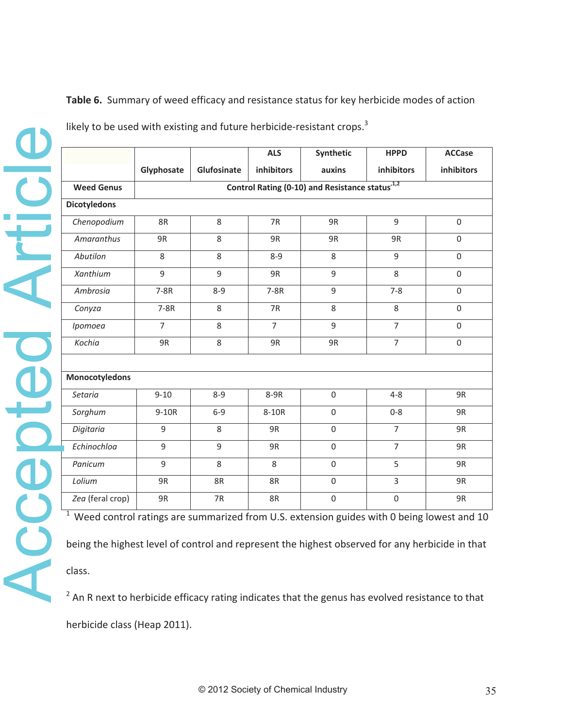**Table 6.** Summary of weed efficacy and resistance status for key herbicide modes of action likely to be used with existing and future herbicide-resistant crops.[3]

| | Glyphosate | Glufosinate | ALS inhibitors | Synthetic auxins | HPPD inhibitors | ACCase inhibitors |
|---|---|---|---|---|---|---|
| **Weed Genus** | **Control Rating (0-10) and Resistance status[1,2]** | | | | | |
| **Dicotyledons** | | | | | | |
| *Chenopodium* | 8R | 8 | 7R | 9R | 9 | 0 |
| *Amaranthus* | 9R | 8 | 9R | 9R | 9R | 0 |
| *Abutilon* | 8 | 8 | 8-9 | 8 | 9 | 0 |
| *Xanthium* | 9 | 9 | 9R | 9 | 8 | 0 |
| *Ambrosia* | 7-8R | 8-9 | 7-8R | 9 | 7-8 | 0 |
| *Conyza* | 7-8R | 8 | 7R | 8 | 8 | 0 |
| *Ipomoea* | 7 | 8 | 7 | 9 | 7 | 0 |
| *Kochia* | 9R | 8 | 9R | 9R | 7 | 0 |
| | | | | | | |
| **Monocotyledons** | | | | | | |
| *Setaria* | 9-10 | 8-9 | 8-9R | 0 | 4-8 | 9R |
| *Sorghum* | 9-10R | 6-9 | 8-10R | 0 | 0-8 | 9R |
| *Digitaria* | 9 | 8 | 9R | 0 | 7 | 9R |
| *Echinochloa* | 9 | 9 | 9R | 0 | 7 | 9R |
| *Panicum* | 9 | 8 | 8 | 0 | 5 | 9R |
| *Lolium* | 9R | 8R | 8R | 0 | 3 | 9R |
| *Zea* (feral crop) | 9R | 7R | 8R | 0 | 0 | 9R |

[1] Weed control ratings are summarized from U.S. extension guides with 0 being lowest and 10 being the highest level of control and represent the highest observed for any herbicide in that class.

[2] An R next to herbicide efficacy rating indicates that the genus has evolved resistance to that herbicide class (Heap 2011).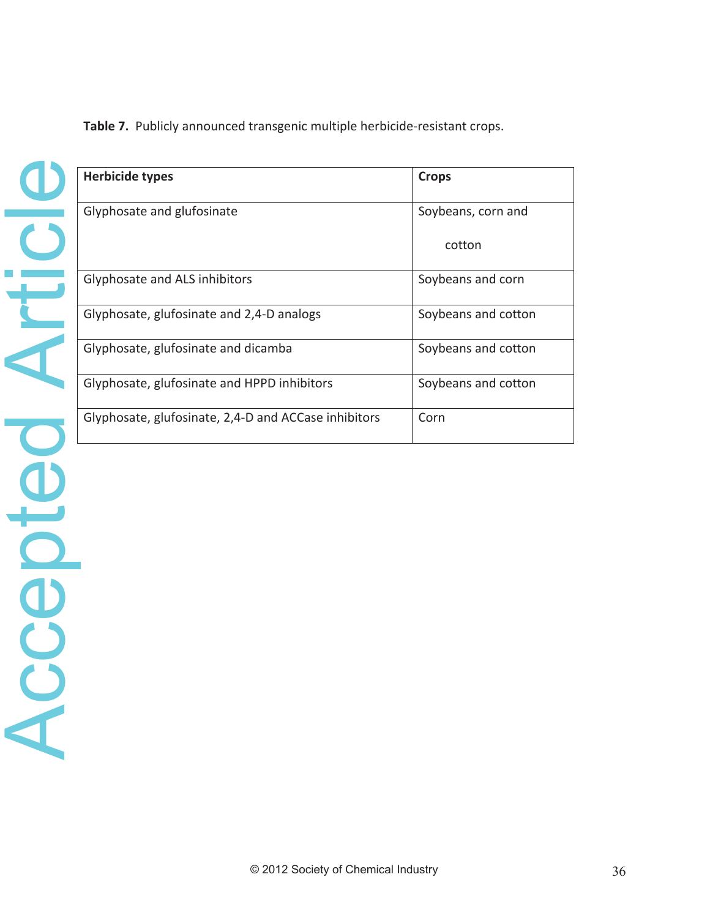**Table 7.** Publicly announced transgenic multiple herbicide-resistant crops.

| Herbicide types | Crops |
| --- | --- |
| Glyphosate and glufosinate | Soybeans, corn and cotton |
| Glyphosate and ALS inhibitors | Soybeans and corn |
| Glyphosate, glufosinate and 2,4-D analogs | Soybeans and cotton |
| Glyphosate, glufosinate and dicamba | Soybeans and cotton |
| Glyphosate, glufosinate and HPPD inhibitors | Soybeans and cotton |
| Glyphosate, glufosinate, 2,4-D and ACCase inhibitors | Corn |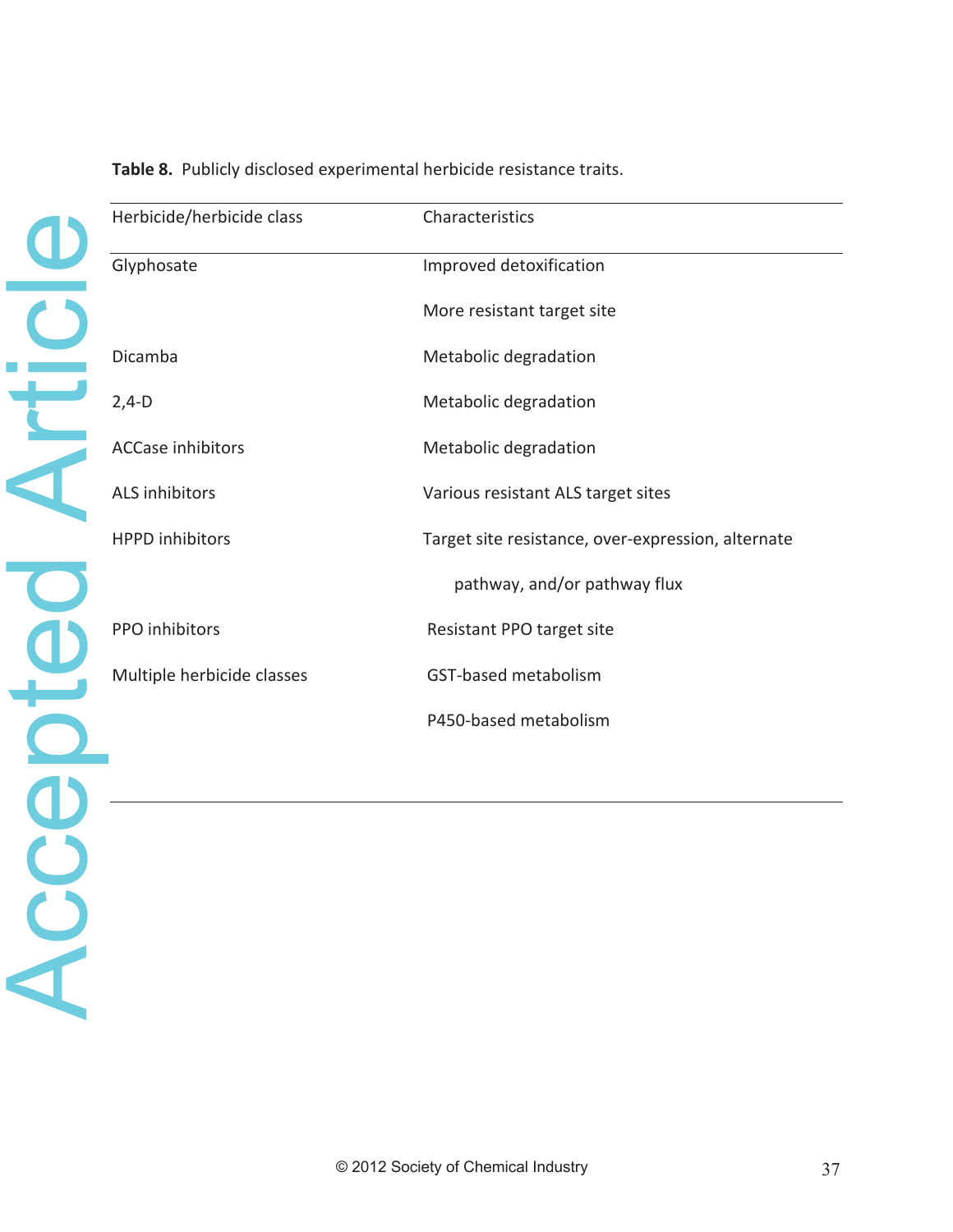**Table 8.** Publicly disclosed experimental herbicide resistance traits.

| Herbicide/herbicide class | Characteristics |
|---|---|
| Glyphosate | Improved detoxification |
| | More resistant target site |
| Dicamba | Metabolic degradation |
| 2,4-D | Metabolic degradation |
| ACCase inhibitors | Metabolic degradation |
| ALS inhibitors | Various resistant ALS target sites |
| HPPD inhibitors | Target site resistance, over-expression, alternate pathway, and/or pathway flux |
| PPO inhibitors | Resistant PPO target site |
| Multiple herbicide classes | GST-based metabolism |
| | P450-based metabolism |

© 2012 Society of Chemical Industry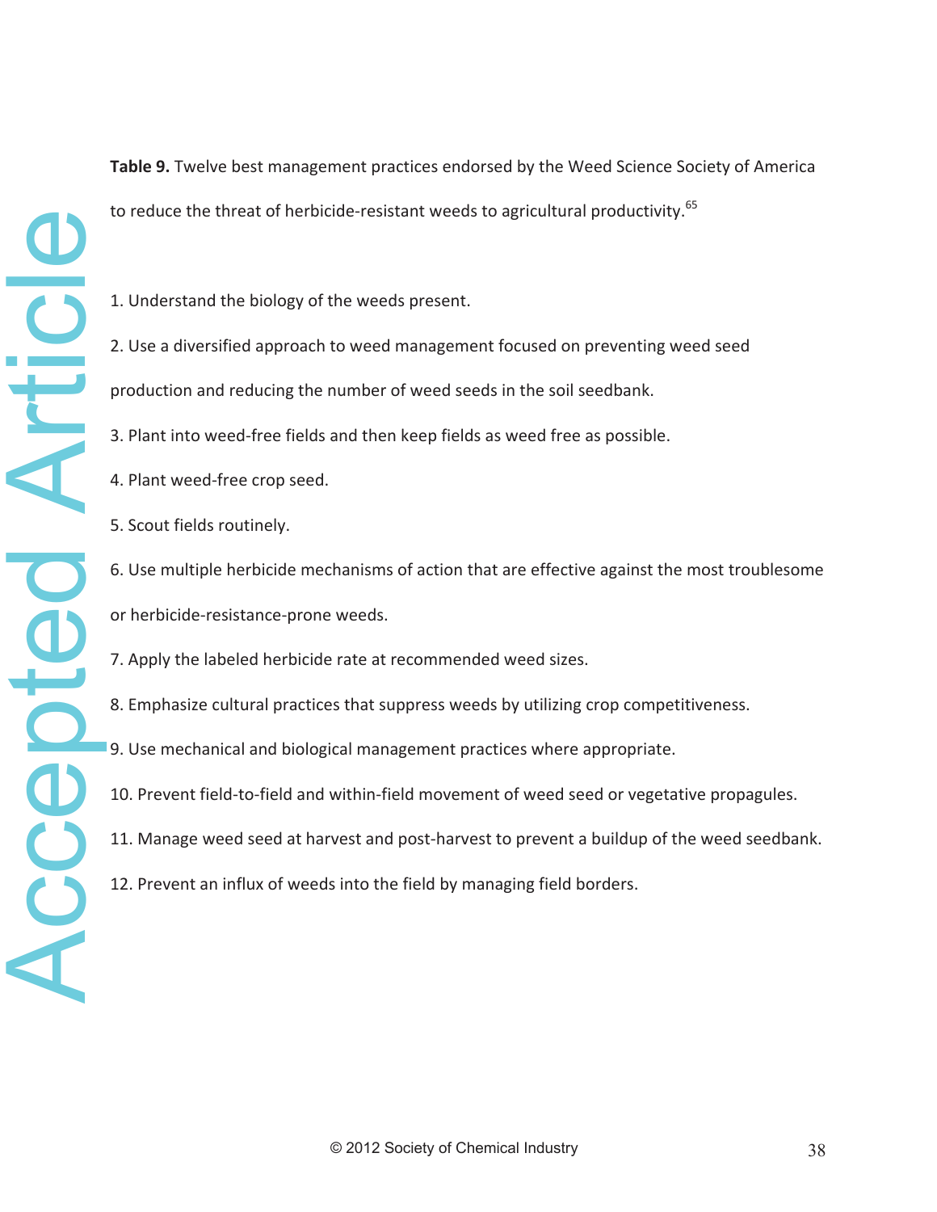**Table 9.** Twelve best management practices endorsed by the Weed Science Society of America to reduce the threat of herbicide-resistant weeds to agricultural productivity.[65]

1. Understand the biology of the weeds present.
2. Use a diversified approach to weed management focused on preventing weed seed production and reducing the number of weed seeds in the soil seedbank.
3. Plant into weed-free fields and then keep fields as weed free as possible.
4. Plant weed-free crop seed.
5. Scout fields routinely.
6. Use multiple herbicide mechanisms of action that are effective against the most troublesome or herbicide-resistance-prone weeds.
7. Apply the labeled herbicide rate at recommended weed sizes.
8. Emphasize cultural practices that suppress weeds by utilizing crop competitiveness.
9. Use mechanical and biological management practices where appropriate.
10. Prevent field-to-field and within-field movement of weed seed or vegetative propagules.
11. Manage weed seed at harvest and post-harvest to prevent a buildup of the weed seedbank.
12. Prevent an influx of weeds into the field by managing field borders.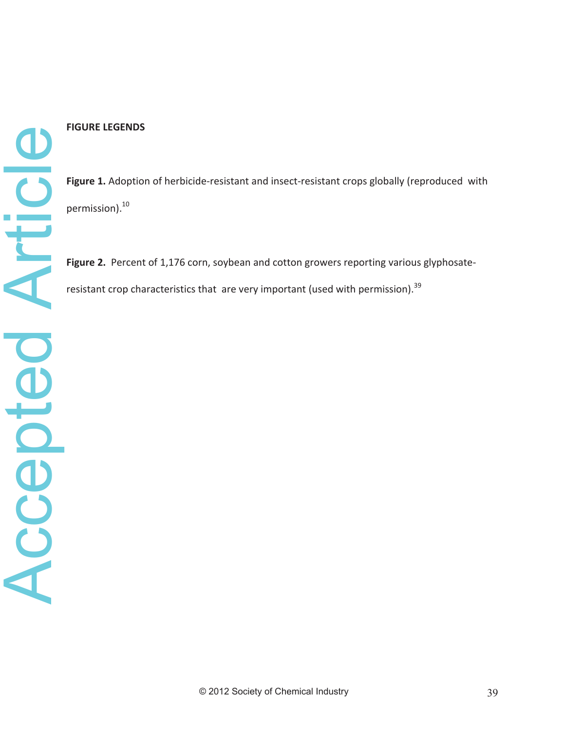## FIGURE LEGENDS

**Figure 1.** Adoption of herbicide-resistant and insect-resistant crops globally (reproduced with permission).[10]

**Figure 2.** Percent of 1,176 corn, soybean and cotton growers reporting various glyphosate-resistant crop characteristics that are very important (used with permission).[39]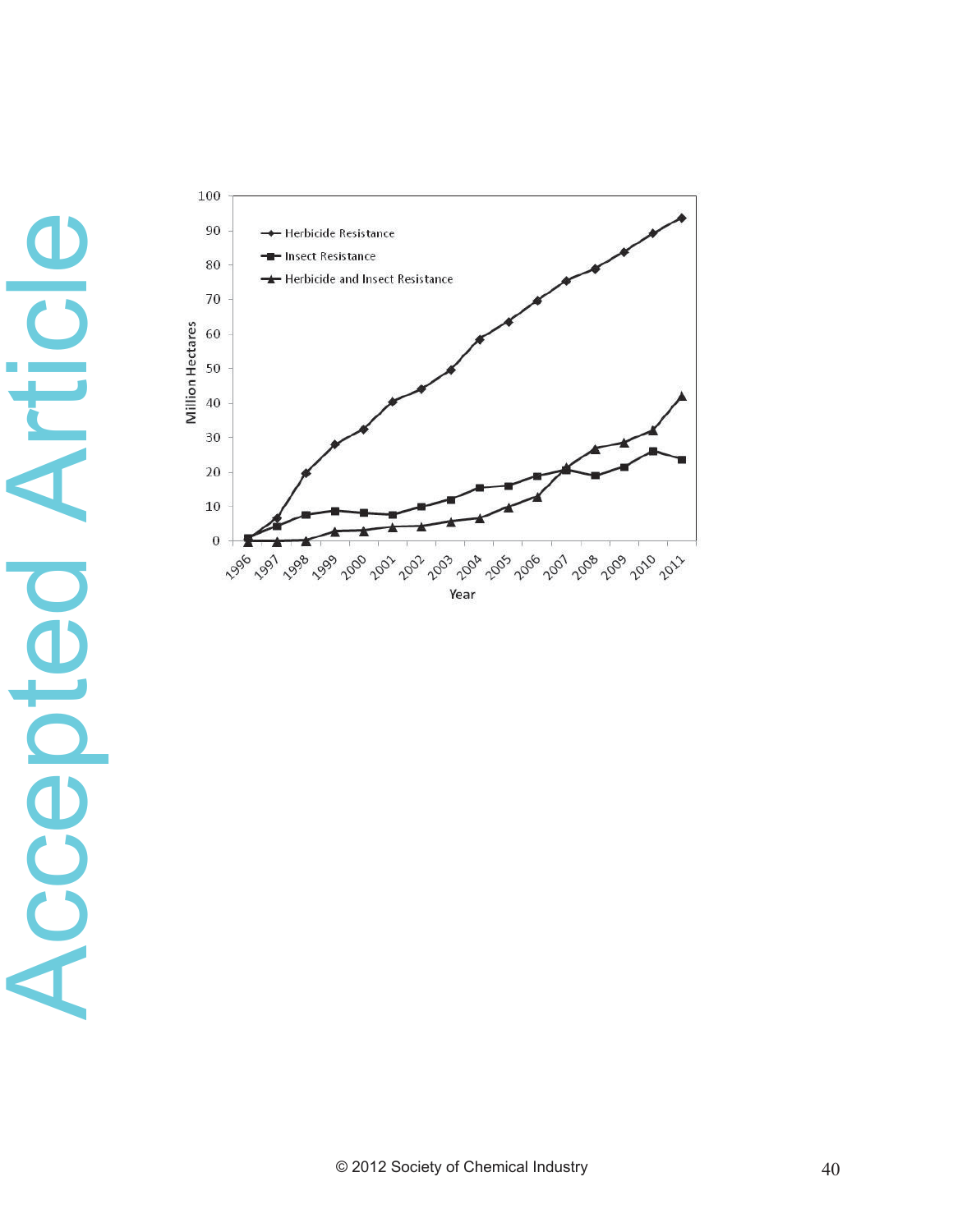Herbicide Resistance
Insect Resistance
Herbicide and Insect Resistance

Million Hectares

0 10 20 30 40 50 60 70 80 90 100

1996 1997 1998 1999 2000 2001 2002 2003 2004 2005 2006 2007 2008 2009 2010 2011

Year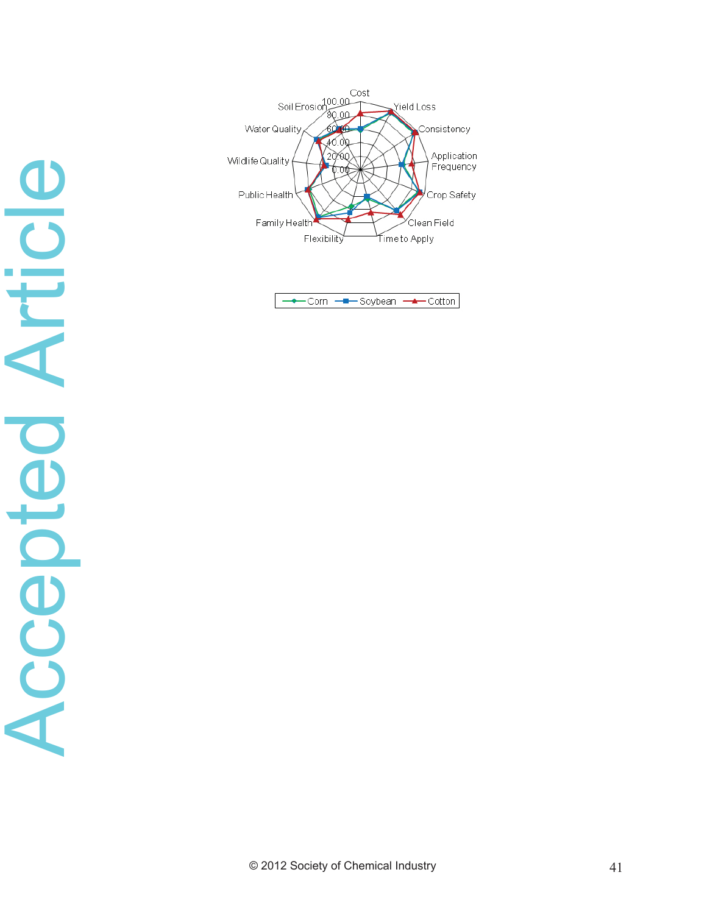Cost

Yield Loss

Consistency

Application Frequency

Crop Safety

Clean Field

Time to Apply

Flexibility

Family Health

Public Health

Wildlife Quality

Water Quality

Soil Erosion

100.00

80.00

60.00

40.00

20.00

0.00

Corn

Soybean

Cotton